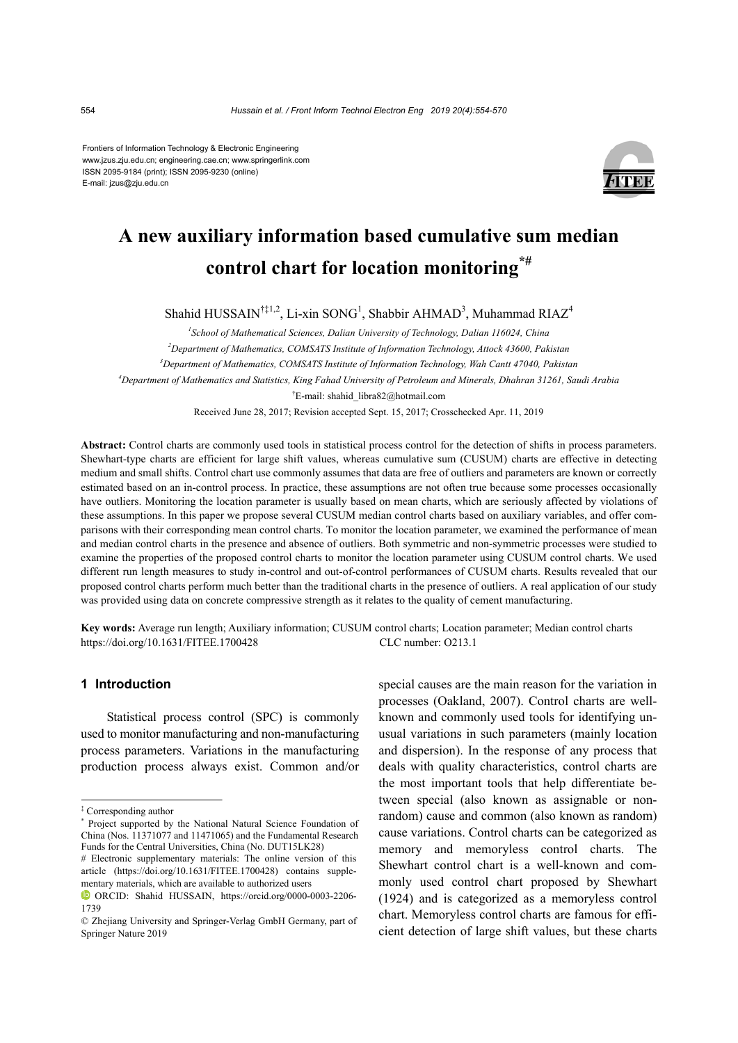Frontiers of Information Technology & Electronic Engineering
www.jzus.zju.edu.cn; engineering.cae.cn; www.springerlink.com
ISSN 2095-9184 (print); ISSN 2095-9230 (online)
E-mail: jzus@zju.edu.cn

# A new auxiliary information based cumulative sum median control chart for location monitoring[*#]

Shahid HUSSAIN[†‡1,2], Li-xin SONG[1], Shabbir AHMAD[3], Muhammad RIAZ[4]

[1]*School of Mathematical Sciences, Dalian University of Technology, Dalian 116024, China*

[2]*Department of Mathematics, COMSATS Institute of Information Technology, Attock 43600, Pakistan*

[3]*Department of Mathematics, COMSATS Institute of Information Technology, Wah Cantt 47040, Pakistan*

[4]*Department of Mathematics and Statistics, King Fahad University of Petroleum and Minerals, Dhahran 31261, Saudi Arabia*

[†]E-mail: shahid_libra82@hotmail.com

Received June 28, 2017; Revision accepted Sept. 15, 2017; Crosschecked Apr. 11, 2019

**Abstract:** Control charts are commonly used tools in statistical process control for the detection of shifts in process parameters. Shewhart-type charts are efficient for large shift values, whereas cumulative sum (CUSUM) charts are effective in detecting medium and small shifts. Control chart use commonly assumes that data are free of outliers and parameters are known or correctly estimated based on an in-control process. In practice, these assumptions are not often true because some processes occasionally have outliers. Monitoring the location parameter is usually based on mean charts, which are seriously affected by violations of these assumptions. In this paper we propose several CUSUM median control charts based on auxiliary variables, and offer comparisons with their corresponding mean control charts. To monitor the location parameter, we examined the performance of mean and median control charts in the presence and absence of outliers. Both symmetric and non-symmetric processes were studied to examine the properties of the proposed control charts to monitor the location parameter using CUSUM control charts. We used different run length measures to study in-control and out-of-control performances of CUSUM charts. Results revealed that our proposed control charts perform much better than the traditional charts in the presence of outliers. A real application of our study was provided using data on concrete compressive strength as it relates to the quality of cement manufacturing.

**Key words:** Average run length; Auxiliary information; CUSUM control charts; Location parameter; Median control charts
https://doi.org/10.1631/FITEE.1700428 CLC number: O213.1

## 1 Introduction

Statistical process control (SPC) is commonly used to monitor manufacturing and non-manufacturing process parameters. Variations in the manufacturing production process always exist. Common and/or special causes are the main reason for the variation in processes (Oakland, 2007). Control charts are well-known and commonly used tools for identifying unusual variations in such parameters (mainly location and dispersion). In the response of any process that deals with quality characteristics, control charts are the most important tools that help differentiate between special (also known as assignable or non-random) cause and common (also known as random) cause variations. Control charts can be categorized as memory and memoryless control charts. The Shewhart control chart is a well-known and commonly used control chart proposed by Shewhart (1924) and is categorized as a memoryless control chart. Memoryless control charts are famous for efficient detection of large shift values, but these charts

---

[‡] Corresponding author

[*] Project supported by the National Natural Science Foundation of China (Nos. 11371077 and 11471065) and the Fundamental Research Funds for the Central Universities, China (No. DUT15LK28)

[#] Electronic supplementary materials: The online version of this article (https://doi.org/10.1631/FITEE.1700428) contains supplementary materials, which are available to authorized users

ORCID: Shahid HUSSAIN, https://orcid.org/0000-0003-2206-1739

© Zhejiang University and Springer-Verlag GmbH Germany, part of Springer Nature 2019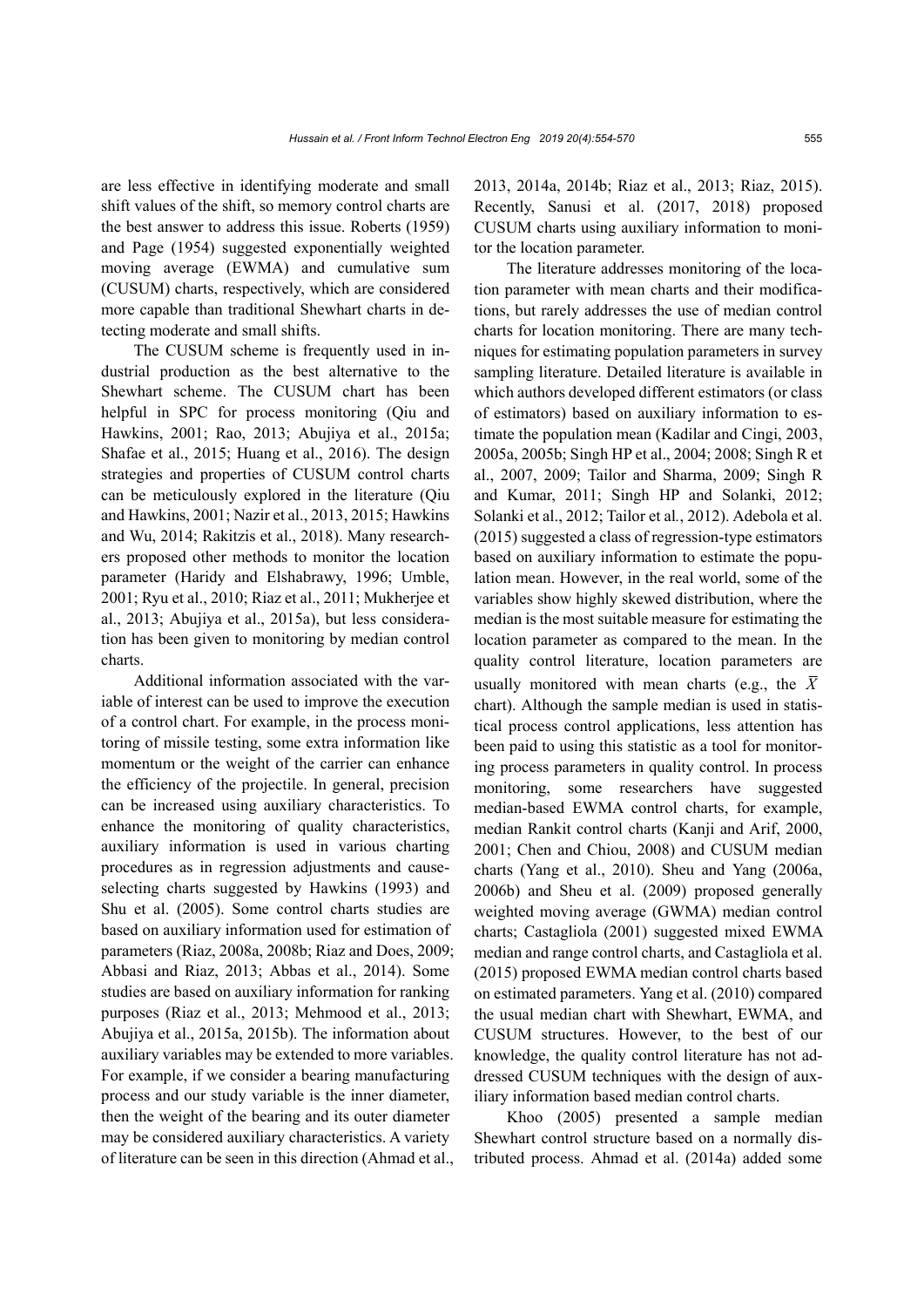are less effective in identifying moderate and small shift values of the shift, so memory control charts are the best answer to address this issue. Roberts (1959) and Page (1954) suggested exponentially weighted moving average (EWMA) and cumulative sum (CUSUM) charts, respectively, which are considered more capable than traditional Shewhart charts in detecting moderate and small shifts.

The CUSUM scheme is frequently used in industrial production as the best alternative to the Shewhart scheme. The CUSUM chart has been helpful in SPC for process monitoring (Qiu and Hawkins, 2001; Rao, 2013; Abujiya et al., 2015a; Shafae et al., 2015; Huang et al., 2016). The design strategies and properties of CUSUM control charts can be meticulously explored in the literature (Qiu and Hawkins, 2001; Nazir et al., 2013, 2015; Hawkins and Wu, 2014; Rakitzis et al., 2018). Many researchers proposed other methods to monitor the location parameter (Haridy and Elshabrawy, 1996; Umble, 2001; Ryu et al., 2010; Riaz et al., 2011; Mukherjee et al., 2013; Abujiya et al., 2015a), but less consideration has been given to monitoring by median control charts.

Additional information associated with the variable of interest can be used to improve the execution of a control chart. For example, in the process monitoring of missile testing, some extra information like momentum or the weight of the carrier can enhance the efficiency of the projectile. In general, precision can be increased using auxiliary characteristics. To enhance the monitoring of quality characteristics, auxiliary information is used in various charting procedures as in regression adjustments and cause-selecting charts suggested by Hawkins (1993) and Shu et al. (2005). Some control charts studies are based on auxiliary information used for estimation of parameters (Riaz, 2008a, 2008b; Riaz and Does, 2009; Abbasi and Riaz, 2013; Abbas et al., 2014). Some studies are based on auxiliary information for ranking purposes (Riaz et al., 2013; Mehmood et al., 2013; Abujiya et al., 2015a, 2015b). The information about auxiliary variables may be extended to more variables. For example, if we consider a bearing manufacturing process and our study variable is the inner diameter, then the weight of the bearing and its outer diameter may be considered auxiliary characteristics. A variety of literature can be seen in this direction (Ahmad et al., 2013, 2014a, 2014b; Riaz et al., 2013; Riaz, 2015). Recently, Sanusi et al. (2017, 2018) proposed CUSUM charts using auxiliary information to monitor the location parameter.

The literature addresses monitoring of the location parameter with mean charts and their modifications, but rarely addresses the use of median control charts for location monitoring. There are many techniques for estimating population parameters in survey sampling literature. Detailed literature is available in which authors developed different estimators (or class of estimators) based on auxiliary information to estimate the population mean (Kadilar and Cingi, 2003, 2005a, 2005b; Singh HP et al., 2004; 2008; Singh R et al., 2007, 2009; Tailor and Sharma, 2009; Singh R and Kumar, 2011; Singh HP and Solanki, 2012; Solanki et al., 2012; Tailor et al., 2012). Adebola et al. (2015) suggested a class of regression-type estimators based on auxiliary information to estimate the population mean. However, in the real world, some of the variables show highly skewed distribution, where the median is the most suitable measure for estimating the location parameter as compared to the mean. In the quality control literature, location parameters are usually monitored with mean charts (e.g., the $\bar{X}$ chart). Although the sample median is used in statistical process control applications, less attention has been paid to using this statistic as a tool for monitoring process parameters in quality control. In process monitoring, some researchers have suggested median-based EWMA control charts, for example, median Rankit control charts (Kanji and Arif, 2000, 2001; Chen and Chiou, 2008) and CUSUM median charts (Yang et al., 2010). Sheu and Yang (2006a, 2006b) and Sheu et al. (2009) proposed generally weighted moving average (GWMA) median control charts; Castagliola (2001) suggested mixed EWMA median and range control charts, and Castagliola et al. (2015) proposed EWMA median control charts based on estimated parameters. Yang et al. (2010) compared the usual median chart with Shewhart, EWMA, and CUSUM structures. However, to the best of our knowledge, the quality control literature has not addressed CUSUM techniques with the design of auxiliary information based median control charts.

Khoo (2005) presented a sample median Shewhart control structure based on a normally distributed process. Ahmad et al. (2014a) added some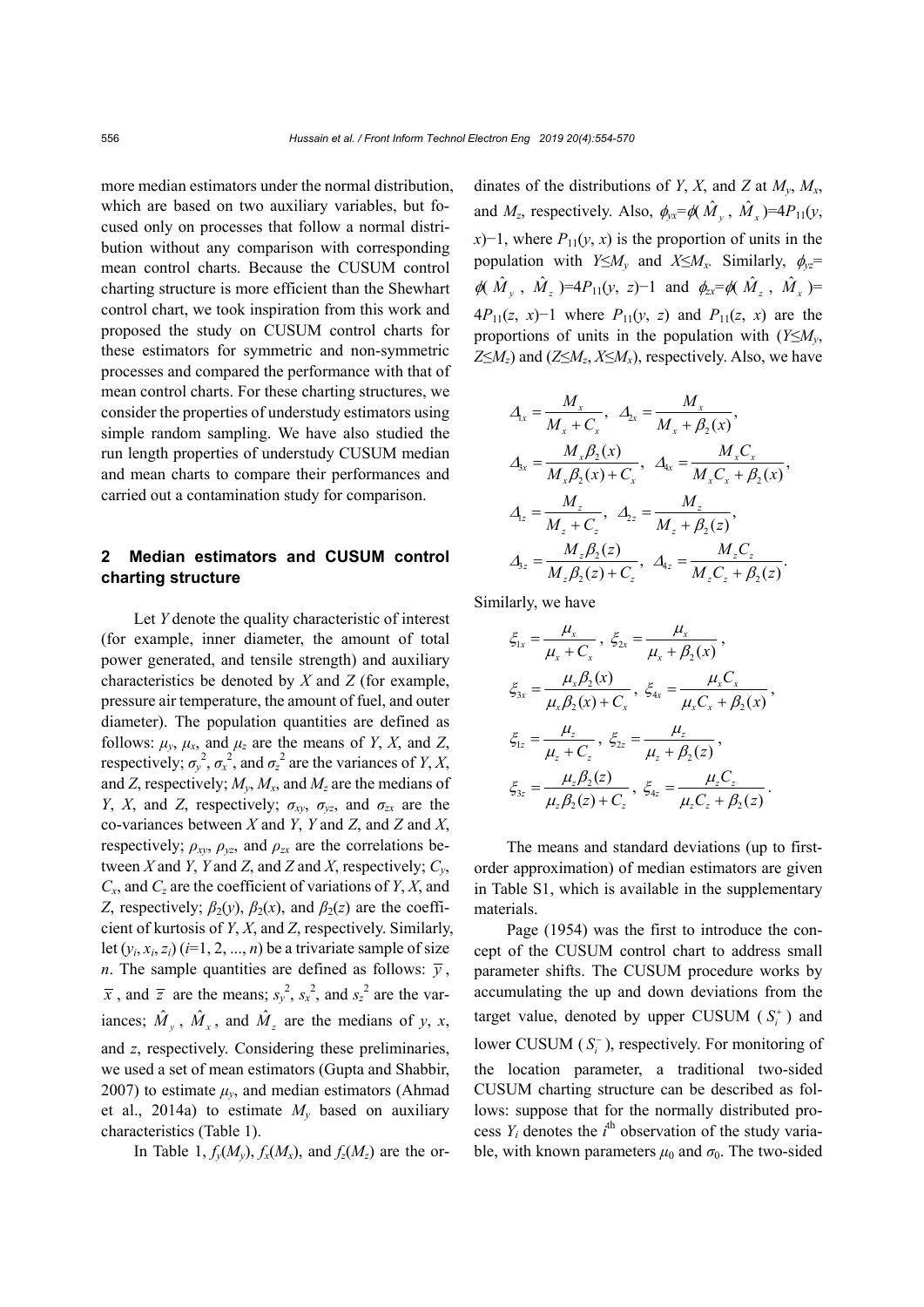more median estimators under the normal distribution, which are based on two auxiliary variables, but focused only on processes that follow a normal distribution without any comparison with corresponding mean control charts. Because the CUSUM control charting structure is more efficient than the Shewhart control chart, we took inspiration from this work and proposed the study on CUSUM control charts for these estimators for symmetric and non-symmetric processes and compared the performance with that of mean control charts. For these charting structures, we consider the properties of understudy estimators using simple random sampling. We have also studied the run length properties of understudy CUSUM median and mean charts to compare their performances and carried out a contamination study for comparison.

## 2 Median estimators and CUSUM control charting structure

Let $Y$ denote the quality characteristic of interest (for example, inner diameter, the amount of total power generated, and tensile strength) and auxiliary characteristics be denoted by $X$ and $Z$ (for example, pressure air temperature, the amount of fuel, and outer diameter). The population quantities are defined as follows: $\mu_y$, $\mu_x$, and $\mu_z$ are the means of $Y$, $X$, and $Z$, respectively; $\sigma_y^2$, $\sigma_x^2$, and $\sigma_z^2$ are the variances of $Y$, $X$, and $Z$, respectively; $M_y$, $M_x$, and $M_z$ are the medians of $Y$, $X$, and $Z$, respectively; $\sigma_{xy}$, $\sigma_{yz}$, and $\sigma_{zx}$ are the co-variances between $X$ and $Y$, $Y$ and $Z$, and $Z$ and $X$, respectively; $\rho_{xy}$, $\rho_{yz}$, and $\rho_{zx}$ are the correlations between $X$ and $Y$, $Y$ and $Z$, and $Z$ and $X$, respectively; $C_y$, $C_x$, and $C_z$ are the coefficient of variations of $Y$, $X$, and $Z$, respectively; $\beta_2(y)$, $\beta_2(x)$, and $\beta_2(z)$ are the coefficient of kurtosis of $Y$, $X$, and $Z$, respectively. Similarly, let $(y_i, x_i, z_i)$ $(i=1, 2, ..., n)$ be a trivariate sample of size $n$. The sample quantities are defined as follows: $\bar{y}$, $\bar{x}$, and $\bar{z}$ are the means; $s_y^2$, $s_x^2$, and $s_z^2$ are the variances; $\hat{M}_y$, $\hat{M}_x$, and $\hat{M}_z$ are the medians of $y$, $x$, and $z$, respectively. Considering these preliminaries, we used a set of mean estimators (Gupta and Shabbir, 2007) to estimate $\mu_y$, and median estimators (Ahmad et al., 2014a) to estimate $M_y$ based on auxiliary characteristics (Table 1).

In Table 1, $f_y(M_y)$, $f_x(M_x)$, and $f_z(M_z)$ are the ordinates of the distributions of $Y$, $X$, and $Z$ at $M_y$, $M_x$, and $M_z$, respectively. Also, $\phi_{yx}=\phi(\hat{M}_y, \hat{M}_x)=4P_{11}(y, x)-1$, where $P_{11}(y, x)$ is the proportion of units in the population with $Y\leq M_y$ and $X\leq M_x$. Similarly, $\phi_{yz}=\phi(\hat{M}_y, \hat{M}_z)=4P_{11}(y, z)-1$ and $\phi_{zx}=\phi(\hat{M}_z, \hat{M}_x)=4P_{11}(z, x)-1$ where $P_{11}(y, z)$ and $P_{11}(z, x)$ are the proportions of units in the population with ($Y\leq M_y$, $Z\leq M_z$) and ($Z\leq M_z$, $X\leq M_x$), respectively. Also, we have

$$\Delta_{1x}=\frac{M_x}{M_x+C_x},\ \Delta_{2x}=\frac{M_x}{M_x+\beta_2(x)},$$
$$\Delta_{3x}=\frac{M_x\beta_2(x)}{M_x\beta_2(x)+C_x},\ \Delta_{4x}=\frac{M_xC_x}{M_xC_x+\beta_2(x)},$$
$$\Delta_{1z}=\frac{M_z}{M_z+C_z},\ \Delta_{2z}=\frac{M_z}{M_z+\beta_2(z)},$$
$$\Delta_{3z}=\frac{M_z\beta_2(z)}{M_z\beta_2(z)+C_z},\ \Delta_{4z}=\frac{M_zC_z}{M_zC_z+\beta_2(z)}.$$

Similarly, we have

$$\xi_{1x}=\frac{\mu_x}{\mu_x+C_x},\ \xi_{2x}=\frac{\mu_x}{\mu_x+\beta_2(x)},$$
$$\xi_{3x}=\frac{\mu_x\beta_2(x)}{\mu_x\beta_2(x)+C_x},\ \xi_{4x}=\frac{\mu_xC_x}{\mu_xC_x+\beta_2(x)},$$
$$\xi_{1z}=\frac{\mu_z}{\mu_z+C_z},\ \xi_{2z}=\frac{\mu_z}{\mu_z+\beta_2(z)},$$
$$\xi_{3z}=\frac{\mu_z\beta_2(z)}{\mu_z\beta_2(z)+C_z},\ \xi_{4z}=\frac{\mu_zC_z}{\mu_zC_z+\beta_2(z)}.$$

The means and standard deviations (up to first-order approximation) of median estimators are given in Table S1, which is available in the supplementary materials.

Page (1954) was the first to introduce the concept of the CUSUM control chart to address small parameter shifts. The CUSUM procedure works by accumulating the up and down deviations from the target value, denoted by upper CUSUM ($S_i^+$) and lower CUSUM ($S_i^-$), respectively. For monitoring of the location parameter, a traditional two-sided CUSUM charting structure can be described as follows: suppose that for the normally distributed process $Y_i$ denotes the $i^{\text{th}}$ observation of the study variable, with known parameters $\mu_0$ and $\sigma_0$. The two-sided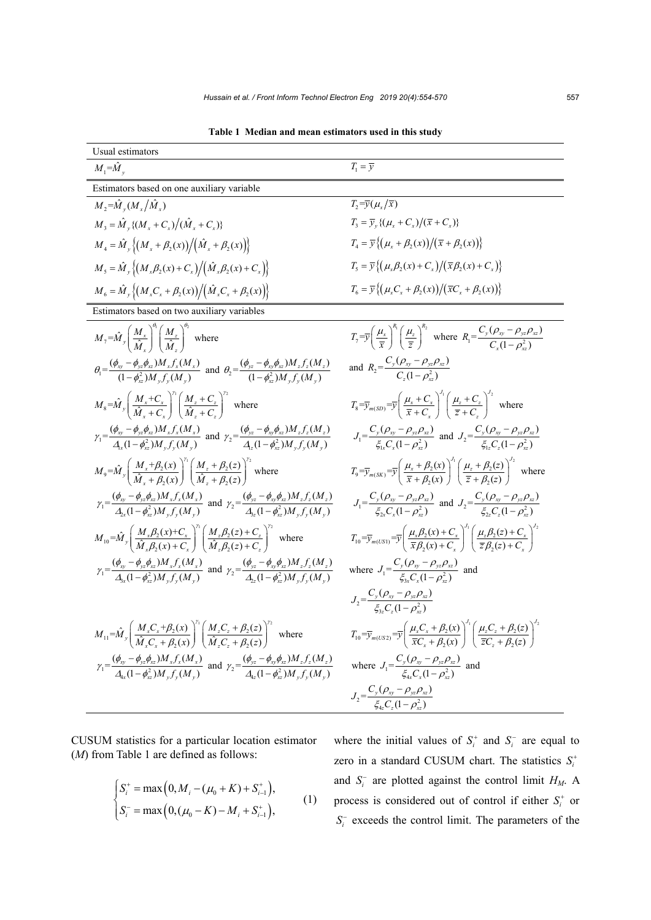**Table 1 Median and mean estimators used in this study**

| Median estimators | Mean estimators |
|---|---|
| **Usual estimators** | |
| $M_1=\hat{M}_y$ | $T_1=\bar{y}$ |
| **Estimators based on one auxiliary variable** | |
| $M_2=\hat{M}_y(M_x/\hat{M}_x)$ | $T_2=\bar{y}(\mu_x/\bar{x})$ |
| $M_3=\hat{M}_y\{(M_x+C_x)/(\hat{M}_x+C_x)\}$ | $T_3=\bar{y}_y\{(\mu_x+C_x)/(\bar{x}+C_x)\}$ |
| $M_4=\hat{M}_y\left\{\left(M_x+\beta_2(x)\right)/\left(\hat{M}_x+\beta_2(x)\right)\right\}$ | $T_4=\bar{y}\left\{\left(\mu_x+\beta_2(x)\right)/\left(\bar{x}+\beta_2(x)\right)\right\}$ |
| $M_5=\hat{M}_y\left\{\left(M_x\beta_2(x)+C_x\right)/\left(\hat{M}_x\beta_2(x)+C_x\right)\right\}$ | $T_5=\bar{y}\left\{\left(\mu_x\beta_2(x)+C_x\right)/\left(\bar{x}\beta_2(x)+C_x\right)\right\}$ |
| $M_6=\hat{M}_y\left\{\left(M_xC_x+\beta_2(x)\right)/\left(\hat{M}_xC_x+\beta_2(x)\right)\right\}$ | $T_6=\bar{y}\left\{\left(\mu_xC_x+\beta_2(x)\right)/\left(\bar{x}C_x+\beta_2(x)\right)\right\}$ |
| **Estimators based on two auxiliary variables** | |
| $M_7=\hat{M}_y\left(\dfrac{M_x}{\hat{M}_x}\right)^{\theta_1}\left(\dfrac{M_z}{\hat{M}_z}\right)^{\theta_2}$ where $\theta_1=\dfrac{(\phi_{xy}-\phi_{yz}\phi_{xz})M_xf_x(M_x)}{(1-\phi_{xz}^2)M_yf_y(M_y)}$ and $\theta_2=\dfrac{(\phi_{yz}-\phi_{xy}\phi_{xz})M_zf_z(M_z)}{(1-\phi_{xz}^2)M_yf_y(M_y)}$ | $T_7=\bar{y}\left(\dfrac{\mu_x}{\bar{x}}\right)^{R_1}\left(\dfrac{\mu_z}{\bar{z}}\right)^{R_2}$ where $R_1=\dfrac{C_y(\rho_{xy}-\rho_{yz}\rho_{xz})}{C_x(1-\rho_{xz}^2)}$ and $R_2=\dfrac{C_y(\rho_{xy}-\rho_{yz}\rho_{xz})}{C_z(1-\rho_{xz}^2)}$ |
| $M_8=\hat{M}_y\left(\dfrac{M_x+C_x}{\hat{M}_x+C_x}\right)^{\gamma_1}\left(\dfrac{M_z+C_z}{\hat{M}_z+C_z}\right)^{\gamma_2}$ where $\gamma_1=\dfrac{(\phi_{xy}-\phi_{yz}\phi_{xz})M_xf_x(M_x)}{\Delta_{1x}(1-\phi_{xz}^2)M_yf_y(M_y)}$ and $\gamma_2=\dfrac{(\phi_{yz}-\phi_{xy}\phi_{xz})M_zf_z(M_z)}{\Delta_{1z}(1-\phi_{xz}^2)M_yf_y(M_y)}$ | $T_8=\bar{y}_{m(SD)}=\bar{y}\left(\dfrac{\mu_x+C_x}{\bar{x}+C_x}\right)^{J_1}\left(\dfrac{\mu_z+C_z}{\bar{z}+C_z}\right)^{J_2}$ where $J_1=\dfrac{C_y(\rho_{xy}-\rho_{yz}\rho_{xz})}{\xi_{1x}C_x(1-\rho_{xz}^2)}$ and $J_2=\dfrac{C_y(\rho_{xy}-\rho_{yz}\rho_{xz})}{\xi_{1z}C_z(1-\rho_{xz}^2)}$ |
| $M_9=\hat{M}_y\left(\dfrac{M_x+\beta_2(x)}{\hat{M}_x+\beta_2(x)}\right)^{\gamma_1}\left(\dfrac{M_z+\beta_2(z)}{\hat{M}_z+\beta_2(z)}\right)^{\gamma_2}$ where $\gamma_1=\dfrac{(\phi_{xy}-\phi_{yz}\phi_{xz})M_xf_x(M_x)}{\Delta_{2x}(1-\phi_{xz}^2)M_yf_y(M_y)}$ and $\gamma_2=\dfrac{(\phi_{yz}-\phi_{xy}\phi_{xz})M_zf_z(M_z)}{\Delta_{2z}(1-\phi_{xz}^2)M_yf_y(M_y)}$ | $T_9=\bar{y}_{m(SK)}=\bar{y}\left(\dfrac{\mu_x+\beta_2(x)}{\bar{x}+\beta_2(x)}\right)^{J_1}\left(\dfrac{\mu_z+\beta_2(z)}{\bar{z}+\beta_2(z)}\right)^{J_2}$ where $J_1=\dfrac{C_y(\rho_{xy}-\rho_{yz}\rho_{xz})}{\xi_{2x}C_x(1-\rho_{xz}^2)}$ and $J_2=\dfrac{C_y(\rho_{xy}-\rho_{yz}\rho_{xz})}{\xi_{2z}C_z(1-\rho_{xz}^2)}$ |
| $M_{10}=\hat{M}_y\left(\dfrac{M_x\beta_2(x)+C_x}{\hat{M}_x\beta_2(x)+C_x}\right)^{\gamma_1}\left(\dfrac{M_z\beta_2(z)+C_z}{\hat{M}_z\beta_2(z)+C_z}\right)^{\gamma_2}$ where $\gamma_1=\dfrac{(\phi_{xy}-\phi_{yz}\phi_{xz})M_xf_x(M_x)}{\Delta_{3x}(1-\phi_{xz}^2)M_yf_y(M_y)}$ and $\gamma_2=\dfrac{(\phi_{yz}-\phi_{xy}\phi_{xz})M_zf_z(M_z)}{\Delta_{3z}(1-\phi_{xz}^2)M_yf_y(M_y)}$ | $T_{10}=\bar{y}_{m(US1)}=\bar{y}\left(\dfrac{\mu_x\beta_2(x)+C_x}{\bar{x}\beta_2(x)+C_x}\right)^{J_1}\left(\dfrac{\mu_z\beta_2(z)+C_x}{\bar{z}\beta_2(z)+C_x}\right)^{J_2}$ where $J_1=\dfrac{C_y(\rho_{xy}-\rho_{yz}\rho_{xz})}{\xi_{3x}C_x(1-\rho_{xz}^2)}$ and $J_2=\dfrac{C_y(\rho_{xy}-\rho_{yz}\rho_{xz})}{\xi_{3z}C_z(1-\rho_{xz}^2)}$ |
| $M_{11}=\hat{M}_y\left(\dfrac{M_xC_x+\beta_2(x)}{\hat{M}_xC_x+\beta_2(x)}\right)^{\gamma_1}\left(\dfrac{M_zC_z+\beta_2(z)}{\hat{M}_zC_z+\beta_2(z)}\right)^{\gamma_2}$ where $\gamma_1=\dfrac{(\phi_{xy}-\phi_{yz}\phi_{xz})M_xf_x(M_x)}{\Delta_{4x}(1-\phi_{xz}^2)M_yf_y(M_y)}$ and $\gamma_2=\dfrac{(\phi_{yz}-\phi_{xy}\phi_{xz})M_zf_z(M_z)}{\Delta_{4z}(1-\phi_{xz}^2)M_yf_y(M_y)}$ | $T_{10}=\bar{y}_{m(US2)}=\bar{y}\left(\dfrac{\mu_xC_x+\beta_2(x)}{\bar{x}C_x+\beta_2(x)}\right)^{J_1}\left(\dfrac{\mu_zC_z+\beta_2(z)}{\bar{z}C_z+\beta_2(z)}\right)^{J_2}$ where $J_1=\dfrac{C_y(\rho_{xy}-\rho_{yz}\rho_{xz})}{\xi_{4x}C_x(1-\rho_{xz}^2)}$ and $J_2=\dfrac{C_y(\rho_{xy}-\rho_{yz}\rho_{xz})}{\xi_{4z}C_z(1-\rho_{xz}^2)}$ |

CUSUM statistics for a particular location estimator ($M$) from Table 1 are defined as follows:

$$\begin{cases} S_i^+=\max\left(0, M_i-(\mu_0+K)+S_{i-1}^+\right), \\ S_i^-=\max\left(0, (\mu_0-K)-M_i+S_{i-1}^+\right), \end{cases} \tag{1}$$

where the initial values of $S_i^+$ and $S_i^-$ are equal to zero in a standard CUSUM chart. The statistics $S_i^+$ and $S_i^-$ are plotted against the control limit $H_M$. A process is considered out of control if either $S_i^+$ or $S_i^-$ exceeds the control limit. The parameters of the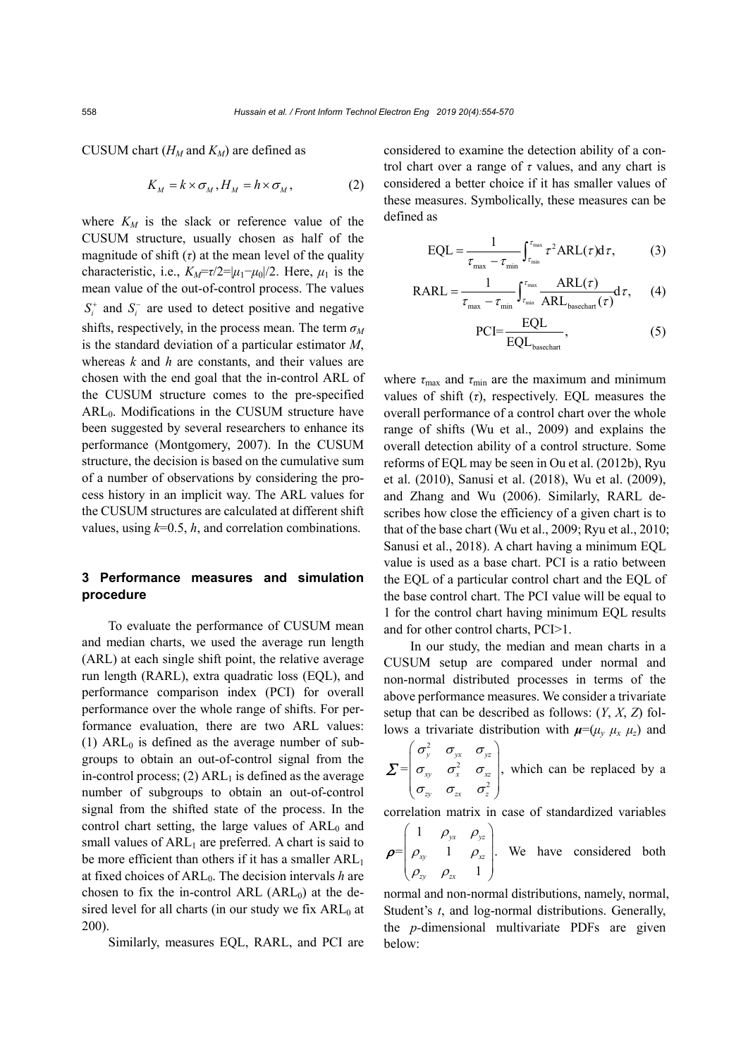CUSUM chart ($H_M$ and $K_M$) are defined as

$$K_M = k \times \sigma_M, H_M = h \times \sigma_M, \tag{2}$$

where $K_M$ is the slack or reference value of the CUSUM structure, usually chosen as half of the magnitude of shift ($\tau$) at the mean level of the quality characteristic, i.e., $K_M=\tau/2=|\mu_1-\mu_0|/2$. Here, $\mu_1$ is the mean value of the out-of-control process. The values $S_i^+$ and $S_i^-$ are used to detect positive and negative shifts, respectively, in the process mean. The term $\sigma_M$ is the standard deviation of a particular estimator $M$, whereas $k$ and $h$ are constants, and their values are chosen with the end goal that the in-control ARL of the CUSUM structure comes to the pre-specified $\text{ARL}_0$. Modifications in the CUSUM structure have been suggested by several researchers to enhance its performance (Montgomery, 2007). In the CUSUM structure, the decision is based on the cumulative sum of a number of observations by considering the process history in an implicit way. The ARL values for the CUSUM structures are calculated at different shift values, using $k$=0.5, $h$, and correlation combinations.

## 3 Performance measures and simulation procedure

To evaluate the performance of CUSUM mean and median charts, we used the average run length (ARL) at each single shift point, the relative average run length (RARL), extra quadratic loss (EQL), and performance comparison index (PCI) for overall performance over the whole range of shifts. For performance evaluation, there are two ARL values: (1) $\text{ARL}_0$ is defined as the average number of subgroups to obtain an out-of-control signal from the in-control process; (2) $\text{ARL}_1$ is defined as the average number of subgroups to obtain an out-of-control signal from the shifted state of the process. In the control chart setting, the large values of $\text{ARL}_0$ and small values of $\text{ARL}_1$ are preferred. A chart is said to be more efficient than others if it has a smaller $\text{ARL}_1$ at fixed choices of $\text{ARL}_0$. The decision intervals $h$ are chosen to fix the in-control ARL ($\text{ARL}_0$) at the desired level for all charts (in our study we fix $\text{ARL}_0$ at 200).

Similarly, measures EQL, RARL, and PCI are considered to examine the detection ability of a control chart over a range of $\tau$ values, and any chart is considered a better choice if it has smaller values of these measures. Symbolically, these measures can be defined as

$$\text{EQL} = \frac{1}{\tau_{\max} - \tau_{\min}} \int_{\tau_{\min}}^{\tau_{\max}} \tau^2 \text{ARL}(\tau) \text{d}\tau, \tag{3}$$

$$\text{RARL} = \frac{1}{\tau_{\max} - \tau_{\min}} \int_{\tau_{\min}}^{\tau_{\max}} \frac{\text{ARL}(\tau)}{\text{ARL}_{\text{basechart}}(\tau)} \text{d}\tau, \tag{4}$$

$$\text{PCI} = \frac{\text{EQL}}{\text{EQL}_{\text{basechart}}}, \tag{5}$$

where $\tau_{\max}$ and $\tau_{\min}$ are the maximum and minimum values of shift ($\tau$), respectively. EQL measures the overall performance of a control chart over the whole range of shifts (Wu et al., 2009) and explains the overall detection ability of a control structure. Some reforms of EQL may be seen in Ou et al. (2012b), Ryu et al. (2010), Sanusi et al. (2018), Wu et al. (2009), and Zhang and Wu (2006). Similarly, RARL describes how close the efficiency of a given chart is to that of the base chart (Wu et al., 2009; Ryu et al., 2010; Sanusi et al., 2018). A chart having a minimum EQL value is used as a base chart. PCI is a ratio between the EQL of a particular control chart and the EQL of the base control chart. The PCI value will be equal to 1 for the control chart having minimum EQL results and for other control charts, PCI>1.

In our study, the median and mean charts in a CUSUM setup are compared under normal and non-normal distributed processes in terms of the above performance measures. We consider a trivariate setup that can be described as follows: ($Y$, $X$, $Z$) follows a trivariate distribution with $\boldsymbol{\mu}=(\mu_y\ \mu_x\ \mu_z)$ and $\boldsymbol{\Sigma}=\begin{pmatrix} \sigma_y^2 & \sigma_{yx} & \sigma_{yz} \\ \sigma_{xy} & \sigma_x^2 & \sigma_{xz} \\ \sigma_{zy} & \sigma_{zx} & \sigma_z^2 \end{pmatrix}$, which can be replaced by a correlation matrix in case of standardized variables $\boldsymbol{\rho}=\begin{pmatrix} 1 & \rho_{yx} & \rho_{yz} \\ \rho_{xy} & 1 & \rho_{xz} \\ \rho_{zy} & \rho_{zx} & 1 \end{pmatrix}$. We have considered both normal and non-normal distributions, namely, normal, Student's $t$, and log-normal distributions. Generally, the $p$-dimensional multivariate PDFs are given below: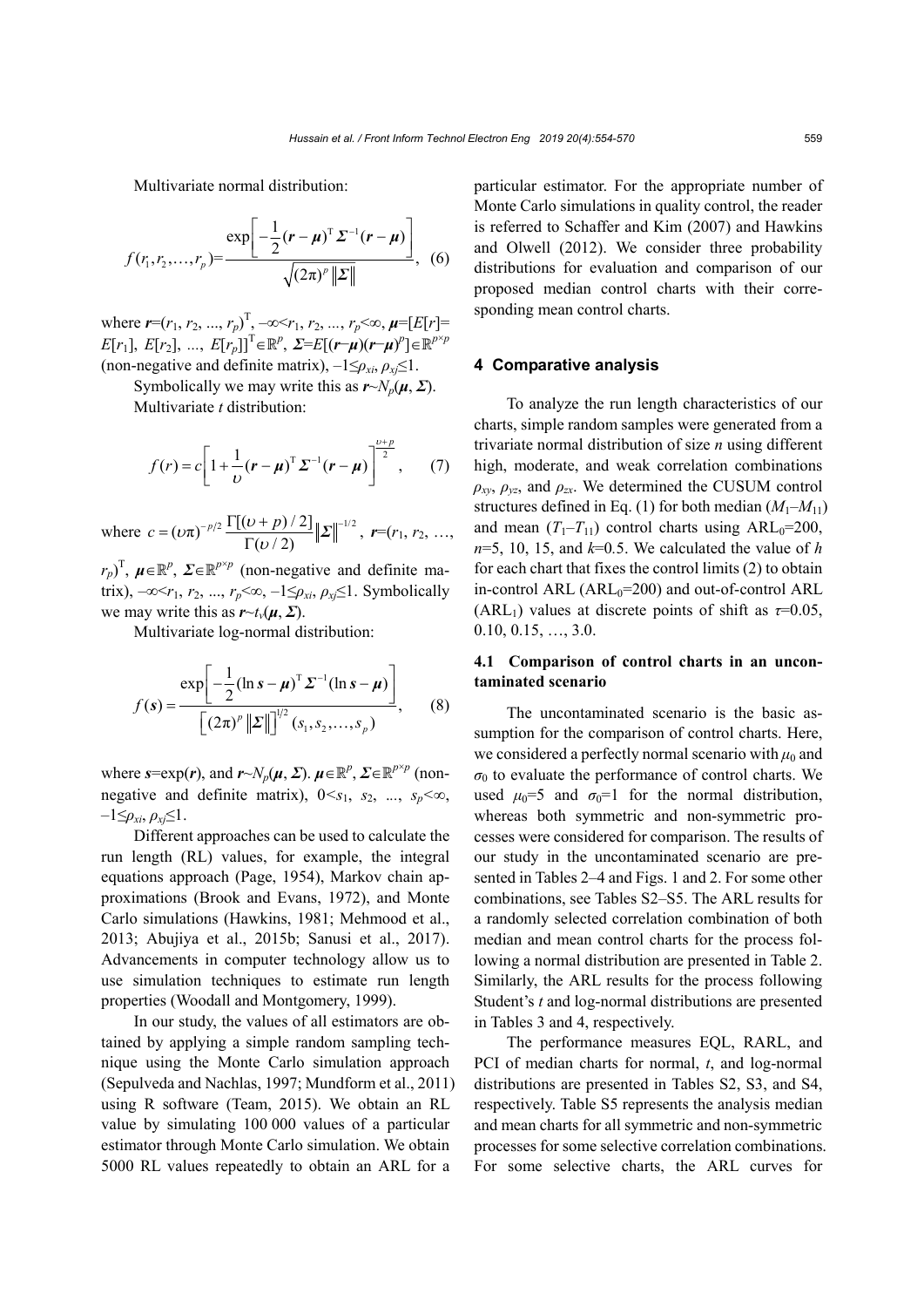Multivariate normal distribution:

$$f(r_1, r_2, \ldots, r_p) = \frac{\exp\left[-\frac{1}{2}(\boldsymbol{r}-\boldsymbol{\mu})^{\mathrm{T}}\boldsymbol{\Sigma}^{-1}(\boldsymbol{r}-\boldsymbol{\mu})\right]}{\sqrt{(2\pi)^p \|\boldsymbol{\Sigma}\|}}, \quad (6)$$

where $\boldsymbol{r}=(r_1, r_2, \ldots, r_p)^{\mathrm{T}}$, $-\infty<r_1, r_2, \ldots, r_p<\infty$, $\boldsymbol{\mu}=[E[r]=E[r_1], E[r_2], \ldots, E[r_p]]^{\mathrm{T}} \in \mathbb{R}^p$, $\boldsymbol{\Sigma}=E[(\boldsymbol{r}-\boldsymbol{\mu})(\boldsymbol{r}-\boldsymbol{\mu})^p] \in \mathbb{R}^{p\times p}$ (non-negative and definite matrix), $-1\le\rho_{xi}, \rho_{xj}\le 1$.

Symbolically we may write this as $\boldsymbol{r}\sim N_p(\boldsymbol{\mu}, \boldsymbol{\Sigma})$.

Multivariate $t$ distribution:

$$f(r) = c\left[1+\frac{1}{\upsilon}(\boldsymbol{r}-\boldsymbol{\mu})^{\mathrm{T}}\boldsymbol{\Sigma}^{-1}(\boldsymbol{r}-\boldsymbol{\mu})\right]^{\frac{\upsilon+p}{2}}, \quad (7)$$

where $c=(\upsilon\pi)^{-p/2}\frac{\Gamma[(\upsilon+p)/2]}{\Gamma(\upsilon/2)}\|\boldsymbol{\Sigma}\|^{-1/2}$, $\boldsymbol{r}=(r_1, r_2, \ldots, r_p)^{\mathrm{T}}$, $\boldsymbol{\mu}\in\mathbb{R}^p$, $\boldsymbol{\Sigma}\in\mathbb{R}^{p\times p}$ (non-negative and definite matrix), $-\infty<r_1, r_2, \ldots, r_p<\infty$, $-1\le\rho_{xi}, \rho_{xj}\le 1$. Symbolically we may write this as $\boldsymbol{r}\sim t_v(\boldsymbol{\mu}, \boldsymbol{\Sigma})$.

Multivariate log-normal distribution:

$$f(\boldsymbol{s}) = \frac{\exp\left[-\frac{1}{2}(\ln\boldsymbol{s}-\boldsymbol{\mu})^{\mathrm{T}}\boldsymbol{\Sigma}^{-1}(\ln\boldsymbol{s}-\boldsymbol{\mu})\right]}{\left[(2\pi)^p\|\boldsymbol{\Sigma}\|\right]^{1/2}(s_1, s_2, \ldots, s_p)}, \quad (8)$$

where $\boldsymbol{s}=\exp(\boldsymbol{r})$, and $\boldsymbol{r}\sim N_p(\boldsymbol{\mu}, \boldsymbol{\Sigma})$. $\boldsymbol{\mu}\in\mathbb{R}^p$, $\boldsymbol{\Sigma}\in\mathbb{R}^{p\times p}$ (non-negative and definite matrix), $0<s_1, s_2, \ldots, s_p<\infty$, $-1\le\rho_{xi}, \rho_{xj}\le 1$.

Different approaches can be used to calculate the run length (RL) values, for example, the integral equations approach (Page, 1954), Markov chain approximations (Brook and Evans, 1972), and Monte Carlo simulations (Hawkins, 1981; Mehmood et al., 2013; Abujiya et al., 2015b; Sanusi et al., 2017). Advancements in computer technology allow us to use simulation techniques to estimate run length properties (Woodall and Montgomery, 1999).

In our study, the values of all estimators are obtained by applying a simple random sampling technique using the Monte Carlo simulation approach (Sepulveda and Nachlas, 1997; Mundform et al., 2011) using R software (Team, 2015). We obtain an RL value by simulating 100 000 values of a particular estimator through Monte Carlo simulation. We obtain 5000 RL values repeatedly to obtain an ARL for a particular estimator. For the appropriate number of Monte Carlo simulations in quality control, the reader is referred to Schaffer and Kim (2007) and Hawkins and Olwell (2012). We consider three probability distributions for evaluation and comparison of our proposed median control charts with their corresponding mean control charts.

## 4 Comparative analysis

To analyze the run length characteristics of our charts, simple random samples were generated from a trivariate normal distribution of size $n$ using different high, moderate, and weak correlation combinations $\rho_{xy}$, $\rho_{yz}$, and $\rho_{zx}$. We determined the CUSUM control structures defined in Eq. (1) for both median ($M_1$–$M_{11}$) and mean ($T_1$–$T_{11}$) control charts using ARL$_0$=200, $n$=5, 10, 15, and $k$=0.5. We calculated the value of $h$ for each chart that fixes the control limits (2) to obtain in-control ARL (ARL$_0$=200) and out-of-control ARL (ARL$_1$) values at discrete points of shift as $\tau$=0.05, 0.10, 0.15, …, 3.0.

### 4.1 Comparison of control charts in an uncontaminated scenario

The uncontaminated scenario is the basic assumption for the comparison of control charts. Here, we considered a perfectly normal scenario with $\mu_0$ and $\sigma_0$ to evaluate the performance of control charts. We used $\mu_0$=5 and $\sigma_0$=1 for the normal distribution, whereas both symmetric and non-symmetric processes were considered for comparison. The results of our study in the uncontaminated scenario are presented in Tables 2–4 and Figs. 1 and 2. For some other combinations, see Tables S2–S5. The ARL results for a randomly selected correlation combination of both median and mean control charts for the process following a normal distribution are presented in Table 2. Similarly, the ARL results for the process following Student's $t$ and log-normal distributions are presented in Tables 3 and 4, respectively.

The performance measures EQL, RARL, and PCI of median charts for normal, $t$, and log-normal distributions are presented in Tables S2, S3, and S4, respectively. Table S5 represents the analysis median and mean charts for all symmetric and non-symmetric processes for some selective correlation combinations. For some selective charts, the ARL curves for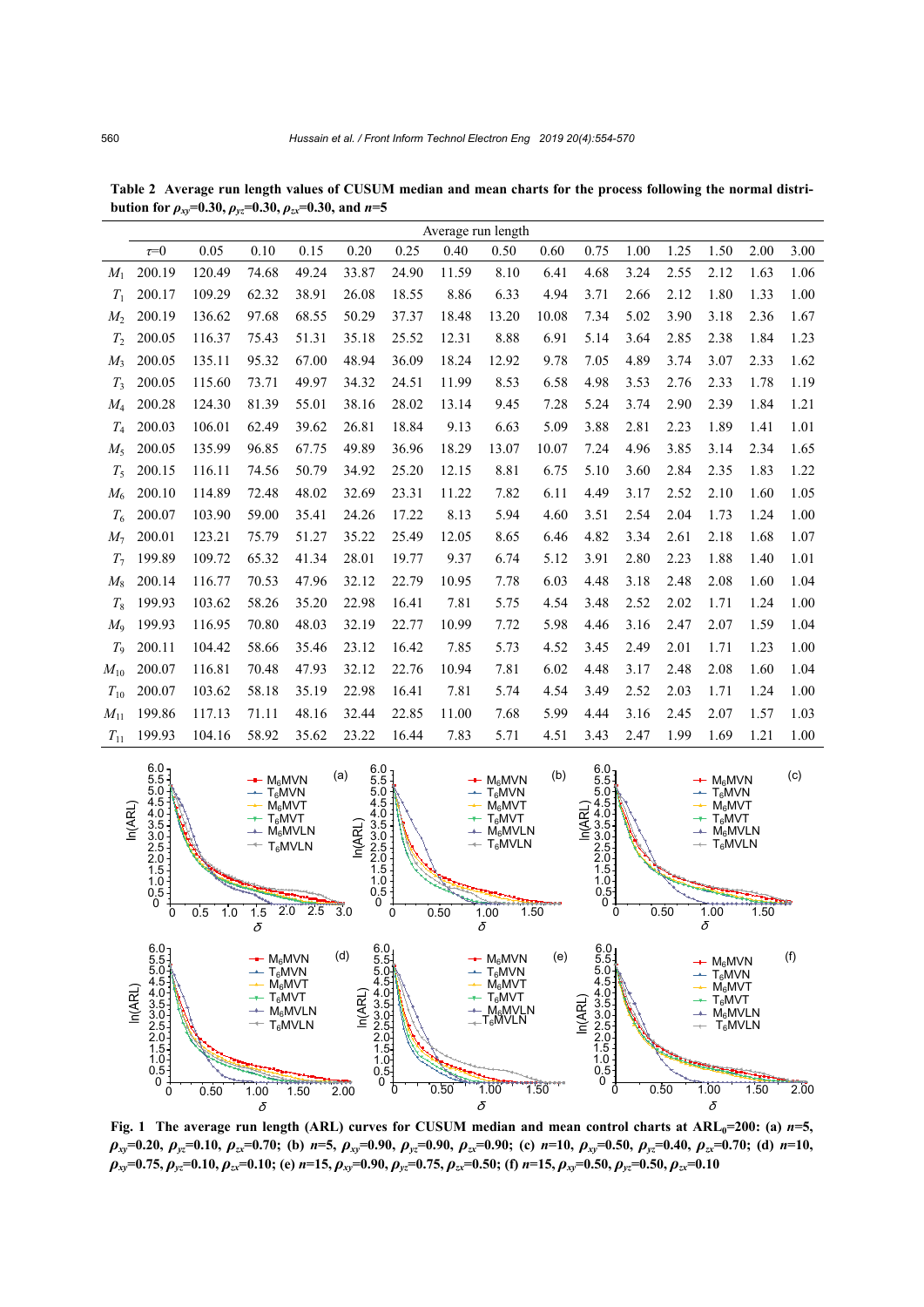**Table 2 Average run length values of CUSUM median and mean charts for the process following the normal distribution for $\rho_{xy}$=0.30, $\rho_{yz}$=0.30, $\rho_{zx}$=0.30, and $n$=5**

| | Average run length | | | | | | | | | | | | | | | |
|---|---|---|---|---|---|---|---|---|---|---|---|---|---|---|---|---|
| | $\tau$=0 | 0.05 | 0.10 | 0.15 | 0.20 | 0.25 | 0.40 | 0.50 | 0.60 | 0.75 | 1.00 | 1.25 | 1.50 | 2.00 | 3.00 |
| $M_1$ | 200.19 | 120.49 | 74.68 | 49.24 | 33.87 | 24.90 | 11.59 | 8.10 | 6.41 | 4.68 | 3.24 | 2.55 | 2.12 | 1.63 | 1.06 |
| $T_1$ | 200.17 | 109.29 | 62.32 | 38.91 | 26.08 | 18.55 | 8.86 | 6.33 | 4.94 | 3.71 | 2.66 | 2.12 | 1.80 | 1.33 | 1.00 |
| $M_2$ | 200.19 | 136.62 | 97.68 | 68.55 | 50.29 | 37.37 | 18.48 | 13.20 | 10.08 | 7.34 | 5.02 | 3.90 | 3.18 | 2.36 | 1.67 |
| $T_2$ | 200.05 | 116.37 | 75.43 | 51.31 | 35.18 | 25.52 | 12.31 | 8.88 | 6.91 | 5.14 | 3.64 | 2.85 | 2.38 | 1.84 | 1.23 |
| $M_3$ | 200.05 | 135.11 | 95.32 | 67.00 | 48.94 | 36.09 | 18.24 | 12.92 | 9.78 | 7.05 | 4.89 | 3.74 | 3.07 | 2.33 | 1.62 |
| $T_3$ | 200.05 | 115.60 | 73.71 | 49.97 | 34.32 | 24.51 | 11.99 | 8.53 | 6.58 | 4.98 | 3.53 | 2.76 | 2.33 | 1.78 | 1.19 |
| $M_4$ | 200.28 | 124.30 | 81.39 | 55.01 | 38.16 | 28.02 | 13.14 | 9.45 | 7.28 | 5.24 | 3.74 | 2.90 | 2.39 | 1.84 | 1.21 |
| $T_4$ | 200.03 | 106.01 | 62.49 | 39.62 | 26.81 | 18.84 | 9.13 | 6.63 | 5.09 | 3.88 | 2.81 | 2.23 | 1.89 | 1.41 | 1.01 |
| $M_5$ | 200.05 | 135.99 | 96.85 | 67.75 | 49.89 | 36.96 | 18.29 | 13.07 | 10.07 | 7.24 | 4.96 | 3.85 | 3.14 | 2.34 | 1.65 |
| $T_5$ | 200.15 | 116.11 | 74.56 | 50.79 | 34.92 | 25.20 | 12.15 | 8.81 | 6.75 | 5.10 | 3.60 | 2.84 | 2.35 | 1.83 | 1.22 |
| $M_6$ | 200.10 | 114.89 | 72.48 | 48.02 | 32.69 | 23.31 | 11.22 | 7.82 | 6.11 | 4.49 | 3.17 | 2.52 | 2.10 | 1.60 | 1.05 |
| $T_6$ | 200.07 | 103.90 | 59.00 | 35.41 | 24.26 | 17.22 | 8.13 | 5.94 | 4.60 | 3.51 | 2.54 | 2.04 | 1.73 | 1.24 | 1.00 |
| $M_7$ | 200.01 | 123.21 | 75.79 | 51.27 | 35.22 | 25.49 | 12.05 | 8.65 | 6.46 | 4.82 | 3.34 | 2.61 | 2.18 | 1.68 | 1.07 |
| $T_7$ | 199.89 | 109.72 | 65.32 | 41.34 | 28.01 | 19.77 | 9.37 | 6.74 | 5.12 | 3.91 | 2.80 | 2.23 | 1.88 | 1.40 | 1.01 |
| $M_8$ | 200.14 | 116.77 | 70.53 | 47.96 | 32.12 | 22.79 | 10.95 | 7.78 | 6.03 | 4.48 | 3.18 | 2.48 | 2.08 | 1.60 | 1.04 |
| $T_8$ | 199.93 | 103.62 | 58.26 | 35.20 | 22.98 | 16.41 | 7.81 | 5.75 | 4.54 | 3.48 | 2.52 | 2.02 | 1.71 | 1.24 | 1.00 |
| $M_9$ | 199.93 | 116.95 | 70.80 | 48.03 | 32.19 | 22.77 | 10.99 | 7.72 | 5.98 | 4.46 | 3.16 | 2.47 | 2.07 | 1.59 | 1.04 |
| $T_9$ | 200.11 | 104.42 | 58.66 | 35.46 | 23.12 | 16.42 | 7.85 | 5.73 | 4.52 | 3.45 | 2.49 | 2.01 | 1.71 | 1.23 | 1.00 |
| $M_{10}$ | 200.07 | 116.81 | 70.48 | 47.93 | 32.12 | 22.76 | 10.94 | 7.81 | 6.02 | 4.48 | 3.17 | 2.48 | 2.08 | 1.60 | 1.04 |
| $T_{10}$ | 200.07 | 103.62 | 58.18 | 35.19 | 22.98 | 16.41 | 7.81 | 5.74 | 4.54 | 3.49 | 2.52 | 2.03 | 1.71 | 1.24 | 1.00 |
| $M_{11}$ | 199.86 | 117.13 | 71.11 | 48.16 | 32.44 | 22.85 | 11.00 | 7.68 | 5.99 | 4.44 | 3.16 | 2.45 | 2.07 | 1.57 | 1.03 |
| $T_{11}$ | 199.93 | 104.16 | 58.92 | 35.62 | 23.22 | 16.44 | 7.83 | 5.71 | 4.51 | 3.43 | 2.47 | 1.99 | 1.69 | 1.21 | 1.00 |

**Fig. 1 The average run length (ARL) curves for CUSUM median and mean control charts at ARL$_0$=200: (a) $n$=5, $\rho_{xy}$=0.20, $\rho_{yz}$=0.10, $\rho_{zx}$=0.70; (b) $n$=5, $\rho_{xy}$=0.90, $\rho_{yz}$=0.90, $\rho_{zx}$=0.90; (c) $n$=10, $\rho_{xy}$=0.50, $\rho_{yz}$=0.40, $\rho_{zx}$=0.70; (d) $n$=10, $\rho_{xy}$=0.75, $\rho_{yz}$=0.10, $\rho_{zx}$=0.10; (e) $n$=15, $\rho_{xy}$=0.90, $\rho_{yz}$=0.75, $\rho_{zx}$=0.50; (f) $n$=15, $\rho_{xy}$=0.50, $\rho_{yz}$=0.50, $\rho_{zx}$=0.10**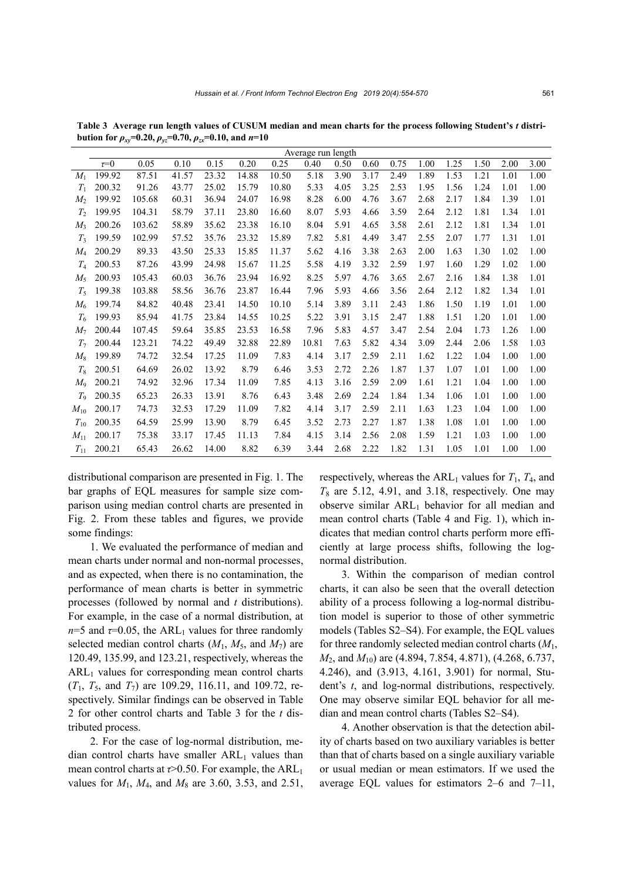**Table 3 Average run length values of CUSUM median and mean charts for the process following Student's $t$ distribution for $\rho_{xy}$=0.20, $\rho_{yz}$=0.70, $\rho_{zx}$=0.10, and $n$=10**

| | Average run length | | | | | | | | | | | | | | |
|---|---|---|---|---|---|---|---|---|---|---|---|---|---|---|---|
| | $\tau$=0 | 0.05 | 0.10 | 0.15 | 0.20 | 0.25 | 0.40 | 0.50 | 0.60 | 0.75 | 1.00 | 1.25 | 1.50 | 2.00 | 3.00 |
| $M_1$ | 199.92 | 87.51 | 41.57 | 23.32 | 14.88 | 10.50 | 5.18 | 3.90 | 3.17 | 2.49 | 1.89 | 1.53 | 1.21 | 1.01 | 1.00 |
| $T_1$ | 200.32 | 91.26 | 43.77 | 25.02 | 15.79 | 10.80 | 5.33 | 4.05 | 3.25 | 2.53 | 1.95 | 1.56 | 1.24 | 1.01 | 1.00 |
| $M_2$ | 199.92 | 105.68 | 60.31 | 36.94 | 24.07 | 16.98 | 8.28 | 6.00 | 4.76 | 3.67 | 2.68 | 2.17 | 1.84 | 1.39 | 1.01 |
| $T_2$ | 199.95 | 104.31 | 58.79 | 37.11 | 23.80 | 16.60 | 8.07 | 5.93 | 4.66 | 3.59 | 2.64 | 2.12 | 1.81 | 1.34 | 1.01 |
| $M_3$ | 200.26 | 103.62 | 58.89 | 35.62 | 23.38 | 16.10 | 8.04 | 5.91 | 4.65 | 3.58 | 2.61 | 2.12 | 1.81 | 1.34 | 1.01 |
| $T_3$ | 199.59 | 102.99 | 57.52 | 35.76 | 23.32 | 15.89 | 7.82 | 5.81 | 4.49 | 3.47 | 2.55 | 2.07 | 1.77 | 1.31 | 1.01 |
| $M_4$ | 200.29 | 89.33 | 43.50 | 25.33 | 15.85 | 11.37 | 5.62 | 4.16 | 3.38 | 2.63 | 2.00 | 1.63 | 1.30 | 1.02 | 1.00 |
| $T_4$ | 200.53 | 87.26 | 43.99 | 24.98 | 15.67 | 11.25 | 5.58 | 4.19 | 3.32 | 2.59 | 1.97 | 1.60 | 1.29 | 1.02 | 1.00 |
| $M_5$ | 200.93 | 105.43 | 60.03 | 36.76 | 23.94 | 16.92 | 8.25 | 5.97 | 4.76 | 3.65 | 2.67 | 2.16 | 1.84 | 1.38 | 1.01 |
| $T_5$ | 199.38 | 103.88 | 58.56 | 36.76 | 23.87 | 16.44 | 7.96 | 5.93 | 4.66 | 3.56 | 2.64 | 2.12 | 1.82 | 1.34 | 1.01 |
| $M_6$ | 199.74 | 84.82 | 40.48 | 23.41 | 14.50 | 10.10 | 5.14 | 3.89 | 3.11 | 2.43 | 1.86 | 1.50 | 1.19 | 1.01 | 1.00 |
| $T_6$ | 199.93 | 85.94 | 41.75 | 23.84 | 14.55 | 10.25 | 5.22 | 3.91 | 3.15 | 2.47 | 1.88 | 1.51 | 1.20 | 1.01 | 1.00 |
| $M_7$ | 200.44 | 107.45 | 59.64 | 35.85 | 23.53 | 16.58 | 7.96 | 5.83 | 4.57 | 3.47 | 2.54 | 2.04 | 1.73 | 1.26 | 1.00 |
| $T_7$ | 200.44 | 123.21 | 74.22 | 49.49 | 32.88 | 22.89 | 10.81 | 7.63 | 5.82 | 4.34 | 3.09 | 2.44 | 2.06 | 1.58 | 1.03 |
| $M_8$ | 199.89 | 74.72 | 32.54 | 17.25 | 11.09 | 7.83 | 4.14 | 3.17 | 2.59 | 2.11 | 1.62 | 1.22 | 1.04 | 1.00 | 1.00 |
| $T_8$ | 200.51 | 64.69 | 26.02 | 13.92 | 8.79 | 6.46 | 3.53 | 2.72 | 2.26 | 1.87 | 1.37 | 1.07 | 1.01 | 1.00 | 1.00 |
| $M_9$ | 200.21 | 74.92 | 32.96 | 17.34 | 11.09 | 7.85 | 4.13 | 3.16 | 2.59 | 2.09 | 1.61 | 1.21 | 1.04 | 1.00 | 1.00 |
| $T_9$ | 200.35 | 65.23 | 26.33 | 13.91 | 8.76 | 6.43 | 3.48 | 2.69 | 2.24 | 1.84 | 1.34 | 1.06 | 1.01 | 1.00 | 1.00 |
| $M_{10}$ | 200.17 | 74.73 | 32.53 | 17.29 | 11.09 | 7.82 | 4.14 | 3.17 | 2.59 | 2.11 | 1.63 | 1.23 | 1.04 | 1.00 | 1.00 |
| $T_{10}$ | 200.35 | 64.59 | 25.99 | 13.90 | 8.79 | 6.45 | 3.52 | 2.73 | 2.27 | 1.87 | 1.38 | 1.08 | 1.01 | 1.00 | 1.00 |
| $M_{11}$ | 200.17 | 75.38 | 33.17 | 17.45 | 11.13 | 7.84 | 4.15 | 3.14 | 2.56 | 2.08 | 1.59 | 1.21 | 1.03 | 1.00 | 1.00 |
| $T_{11}$ | 200.21 | 65.43 | 26.62 | 14.00 | 8.82 | 6.39 | 3.44 | 2.68 | 2.22 | 1.82 | 1.31 | 1.05 | 1.01 | 1.00 | 1.00 |

distributional comparison are presented in Fig. 1. The bar graphs of EQL measures for sample size comparison using median control charts are presented in Fig. 2. From these tables and figures, we provide some findings:

1. We evaluated the performance of median and mean charts under normal and non-normal processes, and as expected, when there is no contamination, the performance of mean charts is better in symmetric processes (followed by normal and $t$ distributions). For example, in the case of a normal distribution, at $n$=5 and $\tau$=0.05, the $ARL_1$ values for three randomly selected median control charts ($M_1$, $M_5$, and $M_7$) are 120.49, 135.99, and 123.21, respectively, whereas the $ARL_1$ values for corresponding mean control charts ($T_1$, $T_5$, and $T_7$) are 109.29, 116.11, and 109.72, respectively. Similar findings can be observed in Table 2 for other control charts and Table 3 for the $t$ distributed process.

2. For the case of log-normal distribution, median control charts have smaller $ARL_1$ values than mean control charts at $\tau$>0.50. For example, the $ARL_1$ values for $M_1$, $M_4$, and $M_8$ are 3.60, 3.53, and 2.51, respectively, whereas the $ARL_1$ values for $T_1$, $T_4$, and $T_8$ are 5.12, 4.91, and 3.18, respectively. One may observe similar $ARL_1$ behavior for all median and mean control charts (Table 4 and Fig. 1), which indicates that median control charts perform more efficiently at large process shifts, following the log-normal distribution.

3. Within the comparison of median control charts, it can also be seen that the overall detection ability of a process following a log-normal distribution model is superior to those of other symmetric models (Tables S2–S4). For example, the EQL values for three randomly selected median control charts ($M_1$, $M_2$, and $M_{10}$) are (4.894, 7.854, 4.871), (4.268, 6.737, 4.246), and (3.913, 4.161, 3.901) for normal, Student's $t$, and log-normal distributions, respectively. One may observe similar EQL behavior for all median and mean control charts (Tables S2–S4).

4. Another observation is that the detection ability of charts based on two auxiliary variables is better than that of charts based on a single auxiliary variable or usual median or mean estimators. If we used the average EQL values for estimators 2–6 and 7–11,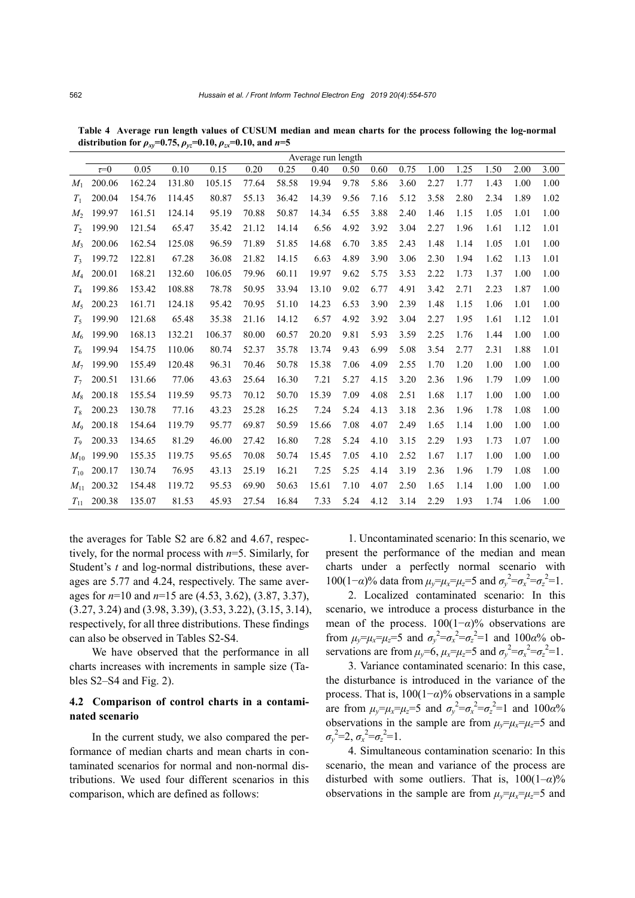**Table 4 Average run length values of CUSUM median and mean charts for the process following the log-normal distribution for $\rho_{xy}$=0.75, $\rho_{yz}$=0.10, $\rho_{zx}$=0.10, and $n$=5**

| | Average run length | | | | | | | | | | | | | | |
|---|---|---|---|---|---|---|---|---|---|---|---|---|---|---|---|
| | $\tau$=0 | 0.05 | 0.10 | 0.15 | 0.20 | 0.25 | 0.40 | 0.50 | 0.60 | 0.75 | 1.00 | 1.25 | 1.50 | 2.00 | 3.00 |
| $M_1$ | 200.06 | 162.24 | 131.80 | 105.15 | 77.64 | 58.58 | 19.94 | 9.78 | 5.86 | 3.60 | 2.27 | 1.77 | 1.43 | 1.00 | 1.00 |
| $T_1$ | 200.04 | 154.76 | 114.45 | 80.87 | 55.13 | 36.42 | 14.39 | 9.56 | 7.16 | 5.12 | 3.58 | 2.80 | 2.34 | 1.89 | 1.02 |
| $M_2$ | 199.97 | 161.51 | 124.14 | 95.19 | 70.88 | 50.87 | 14.34 | 6.55 | 3.88 | 2.40 | 1.46 | 1.15 | 1.05 | 1.01 | 1.00 |
| $T_2$ | 199.90 | 121.54 | 65.47 | 35.42 | 21.12 | 14.14 | 6.56 | 4.92 | 3.92 | 3.04 | 2.27 | 1.96 | 1.61 | 1.12 | 1.01 |
| $M_3$ | 200.06 | 162.54 | 125.08 | 96.59 | 71.89 | 51.85 | 14.68 | 6.70 | 3.85 | 2.43 | 1.48 | 1.14 | 1.05 | 1.01 | 1.00 |
| $T_3$ | 199.72 | 122.81 | 67.28 | 36.08 | 21.82 | 14.15 | 6.63 | 4.89 | 3.90 | 3.06 | 2.30 | 1.94 | 1.62 | 1.13 | 1.01 |
| $M_4$ | 200.01 | 168.21 | 132.60 | 106.05 | 79.96 | 60.11 | 19.97 | 9.62 | 5.75 | 3.53 | 2.22 | 1.73 | 1.37 | 1.00 | 1.00 |
| $T_4$ | 199.86 | 153.42 | 108.88 | 78.78 | 50.95 | 33.94 | 13.10 | 9.02 | 6.77 | 4.91 | 3.42 | 2.71 | 2.23 | 1.87 | 1.00 |
| $M_5$ | 200.23 | 161.71 | 124.18 | 95.42 | 70.95 | 51.10 | 14.23 | 6.53 | 3.90 | 2.39 | 1.48 | 1.15 | 1.06 | 1.01 | 1.00 |
| $T_5$ | 199.90 | 121.68 | 65.48 | 35.38 | 21.16 | 14.12 | 6.57 | 4.92 | 3.92 | 3.04 | 2.27 | 1.95 | 1.61 | 1.12 | 1.01 |
| $M_6$ | 199.90 | 168.13 | 132.21 | 106.37 | 80.00 | 60.57 | 20.20 | 9.81 | 5.93 | 3.59 | 2.25 | 1.76 | 1.44 | 1.00 | 1.00 |
| $T_6$ | 199.94 | 154.75 | 110.06 | 80.74 | 52.37 | 35.78 | 13.74 | 9.43 | 6.99 | 5.08 | 3.54 | 2.77 | 2.31 | 1.88 | 1.01 |
| $M_7$ | 199.90 | 155.49 | 120.48 | 96.31 | 70.46 | 50.78 | 15.38 | 7.06 | 4.09 | 2.55 | 1.70 | 1.20 | 1.00 | 1.00 | 1.00 |
| $T_7$ | 200.51 | 131.66 | 77.06 | 43.63 | 25.64 | 16.30 | 7.21 | 5.27 | 4.15 | 3.20 | 2.36 | 1.96 | 1.79 | 1.09 | 1.00 |
| $M_8$ | 200.18 | 155.54 | 119.59 | 95.73 | 70.12 | 50.70 | 15.39 | 7.09 | 4.08 | 2.51 | 1.68 | 1.17 | 1.00 | 1.00 | 1.00 |
| $T_8$ | 200.23 | 130.78 | 77.16 | 43.23 | 25.28 | 16.25 | 7.24 | 5.24 | 4.13 | 3.18 | 2.36 | 1.96 | 1.78 | 1.08 | 1.00 |
| $M_9$ | 200.18 | 154.64 | 119.79 | 95.77 | 69.87 | 50.59 | 15.66 | 7.08 | 4.07 | 2.49 | 1.65 | 1.14 | 1.00 | 1.00 | 1.00 |
| $T_9$ | 200.33 | 134.65 | 81.29 | 46.00 | 27.42 | 16.80 | 7.28 | 5.24 | 4.10 | 3.15 | 2.29 | 1.93 | 1.73 | 1.07 | 1.00 |
| $M_{10}$ | 199.90 | 155.35 | 119.75 | 95.65 | 70.08 | 50.74 | 15.45 | 7.05 | 4.10 | 2.52 | 1.67 | 1.17 | 1.00 | 1.00 | 1.00 |
| $T_{10}$ | 200.17 | 130.74 | 76.95 | 43.13 | 25.19 | 16.21 | 7.25 | 5.25 | 4.14 | 3.19 | 2.36 | 1.96 | 1.79 | 1.08 | 1.00 |
| $M_{11}$ | 200.32 | 154.48 | 119.72 | 95.53 | 69.90 | 50.63 | 15.61 | 7.10 | 4.07 | 2.50 | 1.65 | 1.14 | 1.00 | 1.00 | 1.00 |
| $T_{11}$ | 200.38 | 135.07 | 81.53 | 45.93 | 27.54 | 16.84 | 7.33 | 5.24 | 4.12 | 3.14 | 2.29 | 1.93 | 1.74 | 1.06 | 1.00 |

the averages for Table S2 are 6.82 and 4.67, respectively, for the normal process with $n$=5. Similarly, for Student's $t$ and log-normal distributions, these averages are 5.77 and 4.24, respectively. The same averages for $n$=10 and $n$=15 are (4.53, 3.62), (3.87, 3.37), (3.27, 3.24) and (3.98, 3.39), (3.53, 3.22), (3.15, 3.14), respectively, for all three distributions. These findings can also be observed in Tables S2-S4.

We have observed that the performance in all charts increases with increments in sample size (Tables S2–S4 and Fig. 2).

### 4.2 Comparison of control charts in a contaminated scenario

In the current study, we also compared the performance of median charts and mean charts in contaminated scenarios for normal and non-normal distributions. We used four different scenarios in this comparison, which are defined as follows:

1. Uncontaminated scenario: In this scenario, we present the performance of the median and mean charts under a perfectly normal scenario with $100(1-\alpha)$% data from $\mu_y=\mu_x=\mu_z=5$ and $\sigma_y^2=\sigma_x^2=\sigma_z^2=1$.

2. Localized contaminated scenario: In this scenario, we introduce a process disturbance in the mean of the process. $100(1-\alpha)$% observations are from $\mu_y=\mu_x=\mu_z=5$ and $\sigma_y^2=\sigma_x^2=\sigma_z^2=1$ and $100\alpha$% observations are from $\mu_y=6$, $\mu_x=\mu_z=5$ and $\sigma_y^2=\sigma_x^2=\sigma_z^2=1$.

3. Variance contaminated scenario: In this case, the disturbance is introduced in the variance of the process. That is, $100(1-\alpha)$% observations in a sample are from $\mu_y=\mu_x=\mu_z=5$ and $\sigma_y^2=\sigma_x^2=\sigma_z^2=1$ and $100\alpha$% observations in the sample are from $\mu_y=\mu_x=\mu_z=5$ and $\sigma_y^2=2$, $\sigma_x^2=\sigma_z^2=1$.

4. Simultaneous contamination scenario: In this scenario, the mean and variance of the process are disturbed with some outliers. That is, $100(1-\alpha)$% observations in the sample are from $\mu_y=\mu_x=\mu_z=5$ and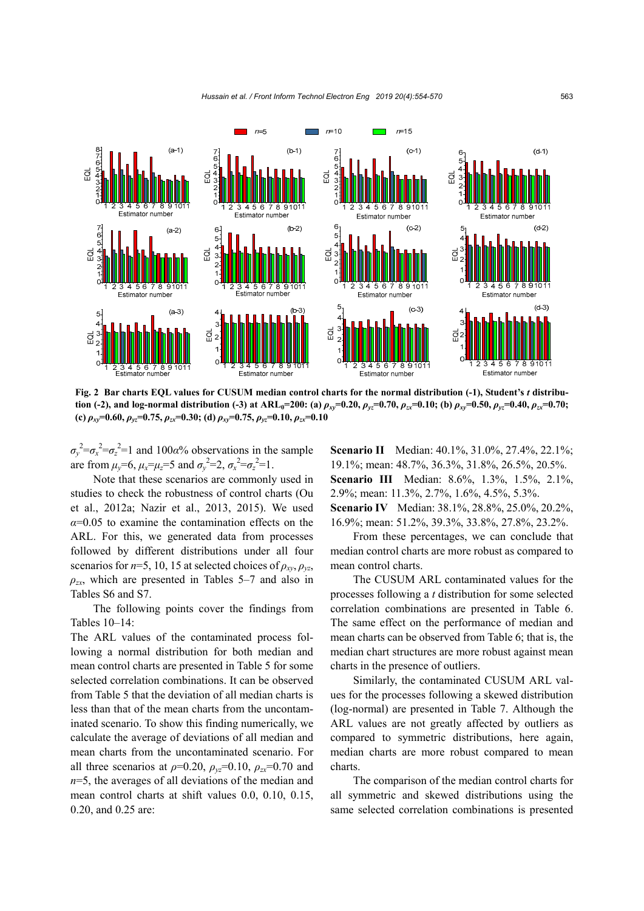Fig. 2 Bar charts EQL values for CUSUM median control charts for the normal distribution (-1), Student's $t$ distribution (-2), and log-normal distribution (-3) at $ARL_0$=200: (a) $\rho_{xy}$=0.20, $\rho_{yz}$=0.70, $\rho_{zx}$=0.10; (b) $\rho_{xy}$=0.50, $\rho_{yz}$=0.40, $\rho_{zx}$=0.70; (c) $\rho_{xy}$=0.60, $\rho_{yz}$=0.75, $\rho_{zx}$=0.30; (d) $\rho_{xy}$=0.75, $\rho_{yz}$=0.10, $\rho_{zx}$=0.10

$\sigma_y^2=\sigma_x^2=\sigma_z^2=1$ and 100$\alpha$% observations in the sample are from $\mu_y$=6, $\mu_x$=$\mu_z$=5 and $\sigma_y^2$=2, $\sigma_x^2=\sigma_z^2$=1.

Note that these scenarios are commonly used in studies to check the robustness of control charts (Ou et al., 2012a; Nazir et al., 2013, 2015). We used $\alpha$=0.05 to examine the contamination effects on the ARL. For this, we generated data from processes followed by different distributions under all four scenarios for $n$=5, 10, 15 at selected choices of $\rho_{xy}$, $\rho_{yz}$, $\rho_{zx}$, which are presented in Tables 5–7 and also in Tables S6 and S7.

The following points cover the findings from Tables 10–14:

The ARL values of the contaminated process following a normal distribution for both median and mean control charts are presented in Table 5 for some selected correlation combinations. It can be observed from Table 5 that the deviation of all median charts is less than that of the mean charts from the uncontaminated scenario. To show this finding numerically, we calculate the average of deviations of all median and mean charts from the uncontaminated scenario. For all three scenarios at $\rho$=0.20, $\rho_{yz}$=0.10, $\rho_{zx}$=0.70 and $n$=5, the averages of all deviations of the median and mean control charts at shift values 0.0, 0.10, 0.15, 0.20, and 0.25 are:

**Scenario II** Median: 40.1%, 31.0%, 27.4%, 22.1%; 19.1%; mean: 48.7%, 36.3%, 31.8%, 26.5%, 20.5%.

**Scenario III** Median: 8.6%, 1.3%, 1.5%, 2.1%, 2.9%; mean: 11.3%, 2.7%, 1.6%, 4.5%, 5.3%.

**Scenario IV** Median: 38.1%, 28.8%, 25.0%, 20.2%, 16.9%; mean: 51.2%, 39.3%, 33.8%, 27.8%, 23.2%.

From these percentages, we can conclude that median control charts are more robust as compared to mean control charts.

The CUSUM ARL contaminated values for the processes following a $t$ distribution for some selected correlation combinations are presented in Table 6. The same effect on the performance of median and mean charts can be observed from Table 6; that is, the median chart structures are more robust against mean charts in the presence of outliers.

Similarly, the contaminated CUSUM ARL values for the processes following a skewed distribution (log-normal) are presented in Table 7. Although the ARL values are not greatly affected by outliers as compared to symmetric distributions, here again, median charts are more robust compared to mean charts.

The comparison of the median control charts for all symmetric and skewed distributions using the same selected correlation combinations is presented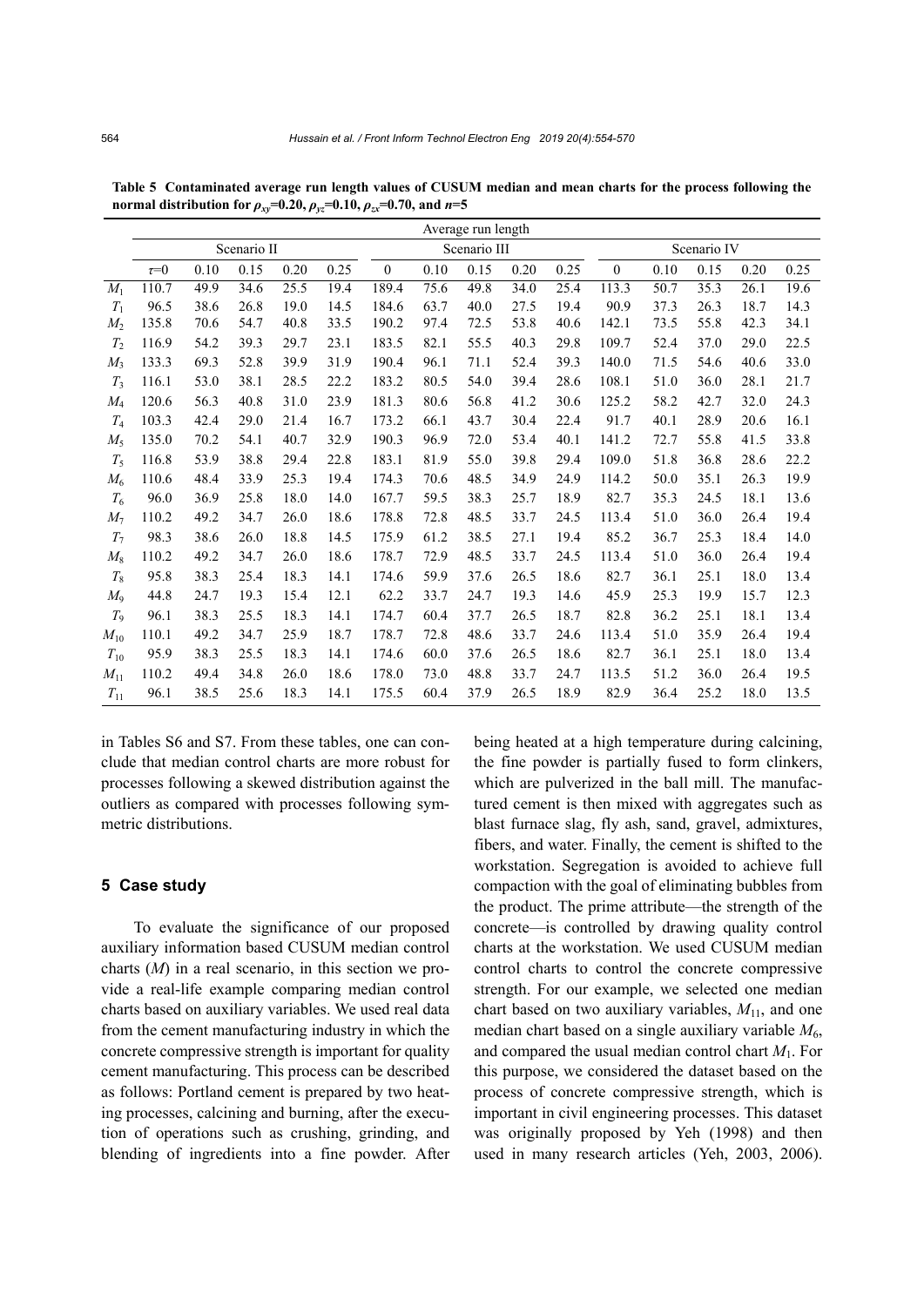**Table 5 Contaminated average run length values of CUSUM median and mean charts for the process following the normal distribution for $\rho_{xy}$=0.20, $\rho_{yz}$=0.10, $\rho_{zx}$=0.70, and $n$=5**

| | Average run length | | | | | | | | | | | | | | |
|---|---|---|---|---|---|---|---|---|---|---|---|---|---|---|---|
| | Scenario II | | | | | Scenario III | | | | | Scenario IV | | | | |
| | $\tau$=0 | 0.10 | 0.15 | 0.20 | 0.25 | 0 | 0.10 | 0.15 | 0.20 | 0.25 | 0 | 0.10 | 0.15 | 0.20 | 0.25 |
| $M_1$ | 110.7 | 49.9 | 34.6 | 25.5 | 19.4 | 189.4 | 75.6 | 49.8 | 34.0 | 25.4 | 113.3 | 50.7 | 35.3 | 26.1 | 19.6 |
| $T_1$ | 96.5 | 38.6 | 26.8 | 19.0 | 14.5 | 184.6 | 63.7 | 40.0 | 27.5 | 19.4 | 90.9 | 37.3 | 26.3 | 18.7 | 14.3 |
| $M_2$ | 135.8 | 70.6 | 54.7 | 40.8 | 33.5 | 190.2 | 97.4 | 72.5 | 53.8 | 40.6 | 142.1 | 73.5 | 55.8 | 42.3 | 34.1 |
| $T_2$ | 116.9 | 54.2 | 39.3 | 29.7 | 23.1 | 183.5 | 82.1 | 55.5 | 40.3 | 29.8 | 109.7 | 52.4 | 37.0 | 29.0 | 22.5 |
| $M_3$ | 133.3 | 69.3 | 52.8 | 39.9 | 31.9 | 190.4 | 96.1 | 71.1 | 52.4 | 39.3 | 140.0 | 71.5 | 54.6 | 40.6 | 33.0 |
| $T_3$ | 116.1 | 53.0 | 38.1 | 28.5 | 22.2 | 183.2 | 80.5 | 54.0 | 39.4 | 28.6 | 108.1 | 51.0 | 36.0 | 28.1 | 21.7 |
| $M_4$ | 120.6 | 56.3 | 40.8 | 31.0 | 23.9 | 181.3 | 80.6 | 56.8 | 41.2 | 30.6 | 125.2 | 58.2 | 42.7 | 32.0 | 24.3 |
| $T_4$ | 103.3 | 42.4 | 29.0 | 21.4 | 16.7 | 173.2 | 66.1 | 43.7 | 30.4 | 22.4 | 91.7 | 40.1 | 28.9 | 20.6 | 16.1 |
| $M_5$ | 135.0 | 70.2 | 54.1 | 40.7 | 32.9 | 190.3 | 96.9 | 72.0 | 53.4 | 40.1 | 141.2 | 72.7 | 55.8 | 41.5 | 33.8 |
| $T_5$ | 116.8 | 53.9 | 38.8 | 29.4 | 22.8 | 183.1 | 81.9 | 55.0 | 39.8 | 29.4 | 109.0 | 51.8 | 36.8 | 28.6 | 22.2 |
| $M_6$ | 110.6 | 48.4 | 33.9 | 25.3 | 19.4 | 174.3 | 70.6 | 48.5 | 34.9 | 24.9 | 114.2 | 50.0 | 35.1 | 26.3 | 19.9 |
| $T_6$ | 96.0 | 36.9 | 25.8 | 18.0 | 14.0 | 167.7 | 59.5 | 38.3 | 25.7 | 18.9 | 82.7 | 35.3 | 24.5 | 18.1 | 13.6 |
| $M_7$ | 110.2 | 49.2 | 34.7 | 26.0 | 18.6 | 178.8 | 72.8 | 48.5 | 33.7 | 24.5 | 113.4 | 51.0 | 36.0 | 26.4 | 19.4 |
| $T_7$ | 98.3 | 38.6 | 26.0 | 18.8 | 14.5 | 175.9 | 61.2 | 38.5 | 27.1 | 19.4 | 85.2 | 36.7 | 25.3 | 18.4 | 14.0 |
| $M_8$ | 110.2 | 49.2 | 34.7 | 26.0 | 18.6 | 178.7 | 72.9 | 48.5 | 33.7 | 24.5 | 113.4 | 51.0 | 36.0 | 26.4 | 19.4 |
| $T_8$ | 95.8 | 38.3 | 25.4 | 18.3 | 14.1 | 174.6 | 59.9 | 37.6 | 26.5 | 18.6 | 82.7 | 36.1 | 25.1 | 18.0 | 13.4 |
| $M_9$ | 44.8 | 24.7 | 19.3 | 15.4 | 12.1 | 62.2 | 33.7 | 24.7 | 19.3 | 14.6 | 45.9 | 25.3 | 19.9 | 15.7 | 12.3 |
| $T_9$ | 96.1 | 38.3 | 25.5 | 18.3 | 14.1 | 174.7 | 60.4 | 37.7 | 26.5 | 18.7 | 82.8 | 36.2 | 25.1 | 18.1 | 13.4 |
| $M_{10}$ | 110.1 | 49.2 | 34.7 | 25.9 | 18.7 | 178.7 | 72.8 | 48.6 | 33.7 | 24.6 | 113.4 | 51.0 | 35.9 | 26.4 | 19.4 |
| $T_{10}$ | 95.9 | 38.3 | 25.5 | 18.3 | 14.1 | 174.6 | 60.0 | 37.6 | 26.5 | 18.6 | 82.7 | 36.1 | 25.1 | 18.0 | 13.4 |
| $M_{11}$ | 110.2 | 49.4 | 34.8 | 26.0 | 18.6 | 178.0 | 73.0 | 48.8 | 33.7 | 24.7 | 113.5 | 51.2 | 36.0 | 26.4 | 19.5 |
| $T_{11}$ | 96.1 | 38.5 | 25.6 | 18.3 | 14.1 | 175.5 | 60.4 | 37.9 | 26.5 | 18.9 | 82.9 | 36.4 | 25.2 | 18.0 | 13.5 |

in Tables S6 and S7. From these tables, one can conclude that median control charts are more robust for processes following a skewed distribution against the outliers as compared with processes following symmetric distributions.

## 5 Case study

To evaluate the significance of our proposed auxiliary information based CUSUM median control charts ($M$) in a real scenario, in this section we provide a real-life example comparing median control charts based on auxiliary variables. We used real data from the cement manufacturing industry in which the concrete compressive strength is important for quality cement manufacturing. This process can be described as follows: Portland cement is prepared by two heating processes, calcining and burning, after the execution of operations such as crushing, grinding, and blending of ingredients into a fine powder. After being heated at a high temperature during calcining, the fine powder is partially fused to form clinkers, which are pulverized in the ball mill. The manufactured cement is then mixed with aggregates such as blast furnace slag, fly ash, sand, gravel, admixtures, fibers, and water. Finally, the cement is shifted to the workstation. Segregation is avoided to achieve full compaction with the goal of eliminating bubbles from the product. The prime attribute—the strength of the concrete—is controlled by drawing quality control charts at the workstation. We used CUSUM median control charts to control the concrete compressive strength. For our example, we selected one median chart based on two auxiliary variables, $M_{11}$, and one median chart based on a single auxiliary variable $M_6$, and compared the usual median control chart $M_1$. For this purpose, we considered the dataset based on the process of concrete compressive strength, which is important in civil engineering processes. This dataset was originally proposed by Yeh (1998) and then used in many research articles (Yeh, 2003, 2006).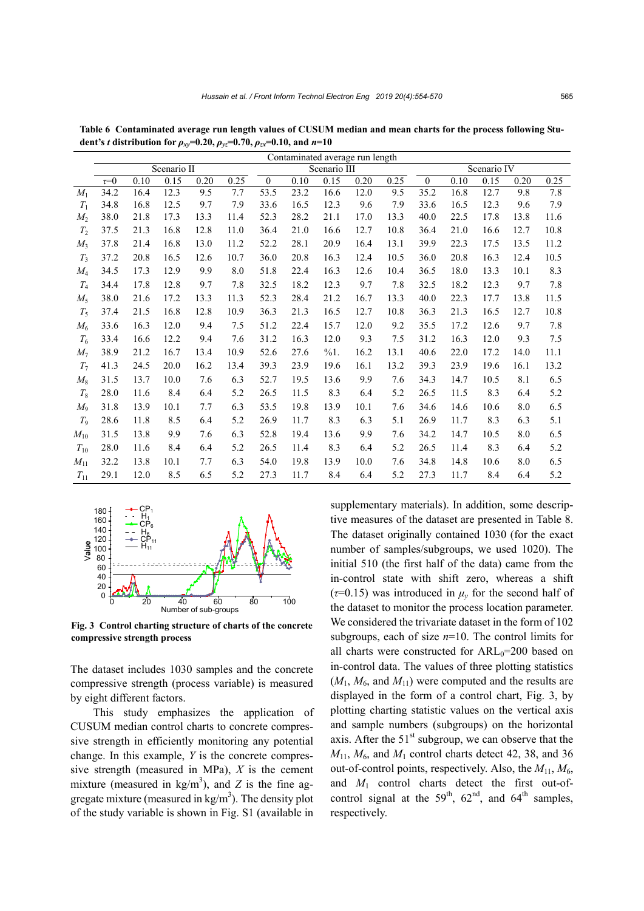**Table 6 Contaminated average run length values of CUSUM median and mean charts for the process following Student's *t* distribution for $\rho_{xy}$=0.20, $\rho_{yz}$=0.70, $\rho_{zx}$=0.10, and $n$=10**

| | Contaminated average run length | | | | | | | | | | | | | | |
|---|---|---|---|---|---|---|---|---|---|---|---|---|---|---|---|
| | Scenario II | | | | | Scenario III | | | | | Scenario IV | | | | |
| | $\tau$=0 | 0.10 | 0.15 | 0.20 | 0.25 | 0 | 0.10 | 0.15 | 0.20 | 0.25 | 0 | 0.10 | 0.15 | 0.20 | 0.25 |
| $M_1$ | 34.2 | 16.4 | 12.3 | 9.5 | 7.7 | 53.5 | 23.2 | 16.6 | 12.0 | 9.5 | 35.2 | 16.8 | 12.7 | 9.8 | 7.8 |
| $T_1$ | 34.8 | 16.8 | 12.5 | 9.7 | 7.9 | 33.6 | 16.5 | 12.3 | 9.6 | 7.9 | 33.6 | 16.5 | 12.3 | 9.6 | 7.9 |
| $M_2$ | 38.0 | 21.8 | 17.3 | 13.3 | 11.4 | 52.3 | 28.2 | 21.1 | 17.0 | 13.3 | 40.0 | 22.5 | 17.8 | 13.8 | 11.6 |
| $T_2$ | 37.5 | 21.3 | 16.8 | 12.8 | 11.0 | 36.4 | 21.0 | 16.6 | 12.7 | 10.8 | 36.4 | 21.0 | 16.6 | 12.7 | 10.8 |
| $M_3$ | 37.8 | 21.4 | 16.8 | 13.0 | 11.2 | 52.2 | 28.1 | 20.9 | 16.4 | 13.1 | 39.9 | 22.3 | 17.5 | 13.5 | 11.2 |
| $T_3$ | 37.2 | 20.8 | 16.5 | 12.6 | 10.7 | 36.0 | 20.8 | 16.3 | 12.4 | 10.5 | 36.0 | 20.8 | 16.3 | 12.4 | 10.5 |
| $M_4$ | 34.5 | 17.3 | 12.9 | 9.9 | 8.0 | 51.8 | 22.4 | 16.3 | 12.6 | 10.4 | 36.5 | 18.0 | 13.3 | 10.1 | 8.3 |
| $T_4$ | 34.4 | 17.8 | 12.8 | 9.7 | 7.8 | 32.5 | 18.2 | 12.3 | 9.7 | 7.8 | 32.5 | 18.2 | 12.3 | 9.7 | 7.8 |
| $M_5$ | 38.0 | 21.6 | 17.2 | 13.3 | 11.3 | 52.3 | 28.4 | 21.2 | 16.7 | 13.3 | 40.0 | 22.3 | 17.7 | 13.8 | 11.5 |
| $T_5$ | 37.4 | 21.5 | 16.8 | 12.8 | 10.9 | 36.3 | 21.3 | 16.5 | 12.7 | 10.8 | 36.3 | 21.3 | 16.5 | 12.7 | 10.8 |
| $M_6$ | 33.6 | 16.3 | 12.0 | 9.4 | 7.5 | 51.2 | 22.4 | 15.7 | 12.0 | 9.2 | 35.5 | 17.2 | 12.6 | 9.7 | 7.8 |
| $T_6$ | 33.4 | 16.6 | 12.2 | 9.4 | 7.6 | 31.2 | 16.3 | 12.0 | 9.3 | 7.5 | 31.2 | 16.3 | 12.0 | 9.3 | 7.5 |
| $M_7$ | 38.9 | 21.2 | 16.7 | 13.4 | 10.9 | 52.6 | 27.6 | %1. | 16.2 | 13.1 | 40.6 | 22.0 | 17.2 | 14.0 | 11.1 |
| $T_7$ | 41.3 | 24.5 | 20.0 | 16.2 | 13.4 | 39.3 | 23.9 | 19.6 | 16.1 | 13.2 | 39.3 | 23.9 | 19.6 | 16.1 | 13.2 |
| $M_8$ | 31.5 | 13.7 | 10.0 | 7.6 | 6.3 | 52.7 | 19.5 | 13.6 | 9.9 | 7.6 | 34.3 | 14.7 | 10.5 | 8.1 | 6.5 |
| $T_8$ | 28.0 | 11.6 | 8.4 | 6.4 | 5.2 | 26.5 | 11.5 | 8.3 | 6.4 | 5.2 | 26.5 | 11.5 | 8.3 | 6.4 | 5.2 |
| $M_9$ | 31.8 | 13.9 | 10.1 | 7.7 | 6.3 | 53.5 | 19.8 | 13.9 | 10.1 | 7.6 | 34.6 | 14.6 | 10.6 | 8.0 | 6.5 |
| $T_9$ | 28.6 | 11.8 | 8.5 | 6.4 | 5.2 | 26.9 | 11.7 | 8.3 | 6.3 | 5.1 | 26.9 | 11.7 | 8.3 | 6.3 | 5.1 |
| $M_{10}$ | 31.5 | 13.8 | 9.9 | 7.6 | 6.3 | 52.8 | 19.4 | 13.6 | 9.9 | 7.6 | 34.2 | 14.7 | 10.5 | 8.0 | 6.5 |
| $T_{10}$ | 28.0 | 11.6 | 8.4 | 6.4 | 5.2 | 26.5 | 11.4 | 8.3 | 6.4 | 5.2 | 26.5 | 11.4 | 8.3 | 6.4 | 5.2 |
| $M_{11}$ | 32.2 | 13.8 | 10.1 | 7.7 | 6.3 | 54.0 | 19.8 | 13.9 | 10.0 | 7.6 | 34.8 | 14.8 | 10.6 | 8.0 | 6.5 |
| $T_{11}$ | 29.1 | 12.0 | 8.5 | 6.5 | 5.2 | 27.3 | 11.7 | 8.4 | 6.4 | 5.2 | 27.3 | 11.7 | 8.4 | 6.4 | 5.2 |

**Fig. 3 Control charting structure of charts of the concrete compressive strength process**

The dataset includes 1030 samples and the concrete compressive strength (process variable) is measured by eight different factors.

This study emphasizes the application of CUSUM median control charts to concrete compressive strength in efficiently monitoring any potential change. In this example, $Y$ is the concrete compressive strength (measured in MPa), $X$ is the cement mixture (measured in kg/m$^3$), and $Z$ is the fine aggregate mixture (measured in kg/m$^3$). The density plot of the study variable is shown in Fig. S1 (available in supplementary materials). In addition, some descriptive measures of the dataset are presented in Table 8. The dataset originally contained 1030 (for the exact number of samples/subgroups, we used 1020). The initial 510 (the first half of the data) came from the in-control state with shift zero, whereas a shift ($\tau$=0.15) was introduced in $\mu_y$ for the second half of the dataset to monitor the process location parameter. We considered the trivariate dataset in the form of 102 subgroups, each of size $n$=10. The control limits for all charts were constructed for ARL$_0$=200 based on in-control data. The values of three plotting statistics ($M_1$, $M_6$, and $M_{11}$) were computed and the results are displayed in the form of a control chart, Fig. 3, by plotting charting statistic values on the vertical axis and sample numbers (subgroups) on the horizontal axis. After the 51$^{\text{st}}$ subgroup, we can observe that the $M_{11}$, $M_6$, and $M_1$ control charts detect 42, 38, and 36 out-of-control points, respectively. Also, the $M_{11}$, $M_6$, and $M_1$ control charts detect the first out-of-control signal at the 59$^{\text{th}}$, 62$^{\text{nd}}$, and 64$^{\text{th}}$ samples, respectively.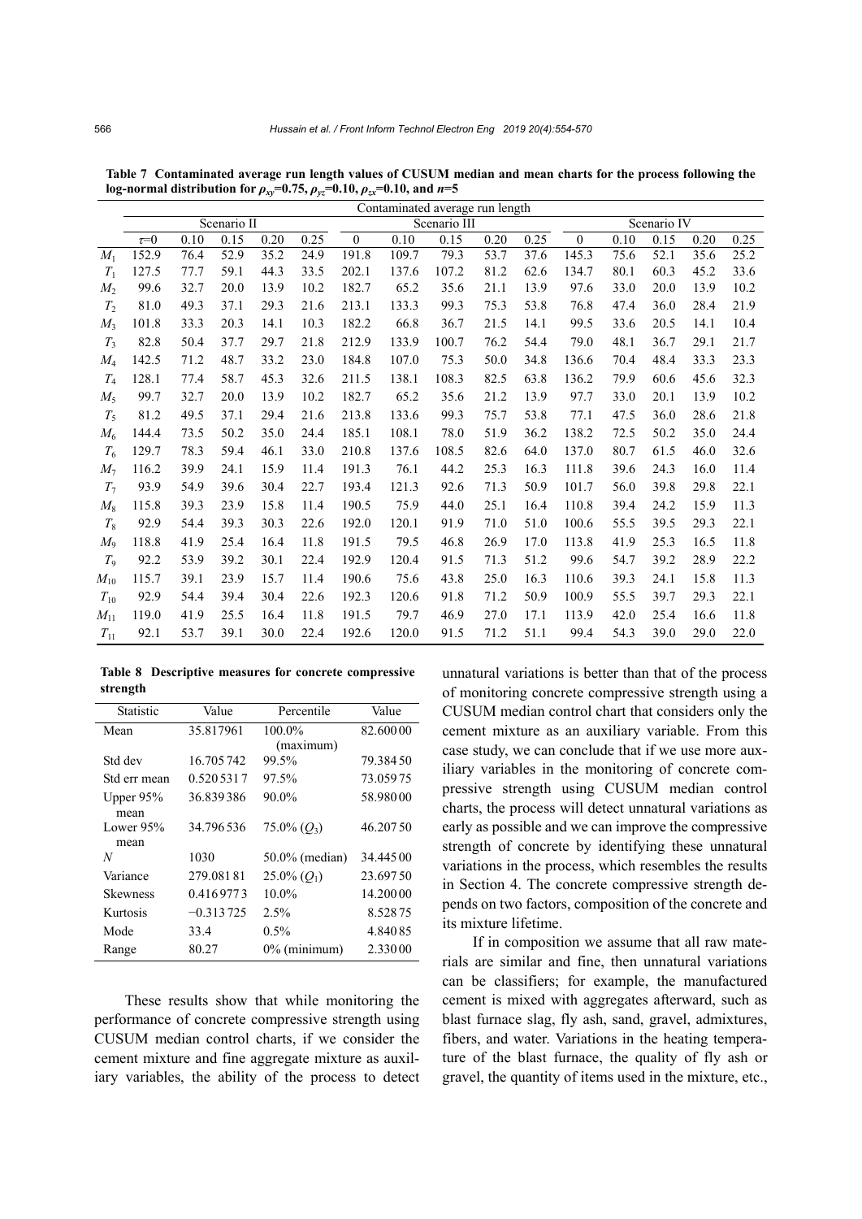**Table 7 Contaminated average run length values of CUSUM median and mean charts for the process following the log-normal distribution for $\rho_{xy}$=0.75, $\rho_{yz}$=0.10, $\rho_{zx}$=0.10, and $n$=5**

| | Contaminated average run length | | | | | | | | | | | | | | |
|---|---|---|---|---|---|---|---|---|---|---|---|---|---|---|---|
| | Scenario II | | | | | Scenario III | | | | | Scenario IV | | | | |
| | $\tau$=0 | 0.10 | 0.15 | 0.20 | 0.25 | 0 | 0.10 | 0.15 | 0.20 | 0.25 | 0 | 0.10 | 0.15 | 0.20 | 0.25 |
| $M_1$ | 152.9 | 76.4 | 52.9 | 35.2 | 24.9 | 191.8 | 109.7 | 79.3 | 53.7 | 37.6 | 145.3 | 75.6 | 52.1 | 35.6 | 25.2 |
| $T_1$ | 127.5 | 77.7 | 59.1 | 44.3 | 33.5 | 202.1 | 137.6 | 107.2 | 81.2 | 62.6 | 134.7 | 80.1 | 60.3 | 45.2 | 33.6 |
| $M_2$ | 99.6 | 32.7 | 20.0 | 13.9 | 10.2 | 182.7 | 65.2 | 35.6 | 21.1 | 13.9 | 97.6 | 33.0 | 20.0 | 13.9 | 10.2 |
| $T_2$ | 81.0 | 49.3 | 37.1 | 29.3 | 21.6 | 213.1 | 133.3 | 99.3 | 75.3 | 53.8 | 76.8 | 47.4 | 36.0 | 28.4 | 21.9 |
| $M_3$ | 101.8 | 33.3 | 20.3 | 14.1 | 10.3 | 182.2 | 66.8 | 36.7 | 21.5 | 14.1 | 99.5 | 33.6 | 20.5 | 14.1 | 10.4 |
| $T_3$ | 82.8 | 50.4 | 37.7 | 29.7 | 21.8 | 212.9 | 133.9 | 100.7 | 76.2 | 54.4 | 79.0 | 48.1 | 36.7 | 29.1 | 21.7 |
| $M_4$ | 142.5 | 71.2 | 48.7 | 33.2 | 23.0 | 184.8 | 107.0 | 75.3 | 50.0 | 34.8 | 136.6 | 70.4 | 48.4 | 33.3 | 23.3 |
| $T_4$ | 128.1 | 77.4 | 58.7 | 45.3 | 32.6 | 211.5 | 138.1 | 108.3 | 82.5 | 63.8 | 136.2 | 79.9 | 60.6 | 45.6 | 32.3 |
| $M_5$ | 99.7 | 32.7 | 20.0 | 13.9 | 10.2 | 182.7 | 65.2 | 35.6 | 21.2 | 13.9 | 97.7 | 33.0 | 20.1 | 13.9 | 10.2 |
| $T_5$ | 81.2 | 49.5 | 37.1 | 29.4 | 21.6 | 213.8 | 133.6 | 99.3 | 75.7 | 53.8 | 77.1 | 47.5 | 36.0 | 28.6 | 21.8 |
| $M_6$ | 144.4 | 73.5 | 50.2 | 35.0 | 24.4 | 185.1 | 108.1 | 78.0 | 51.9 | 36.2 | 138.2 | 72.5 | 50.2 | 35.0 | 24.4 |
| $T_6$ | 129.7 | 78.3 | 59.4 | 46.1 | 33.0 | 210.8 | 137.6 | 108.5 | 82.6 | 64.0 | 137.0 | 80.7 | 61.5 | 46.0 | 32.6 |
| $M_7$ | 116.2 | 39.9 | 24.1 | 15.9 | 11.4 | 191.3 | 76.1 | 44.2 | 25.3 | 16.3 | 111.8 | 39.6 | 24.3 | 16.0 | 11.4 |
| $T_7$ | 93.9 | 54.9 | 39.6 | 30.4 | 22.7 | 193.4 | 121.3 | 92.6 | 71.3 | 50.9 | 101.7 | 56.0 | 39.8 | 29.8 | 22.1 |
| $M_8$ | 115.8 | 39.3 | 23.9 | 15.8 | 11.4 | 190.5 | 75.9 | 44.0 | 25.1 | 16.4 | 110.8 | 39.4 | 24.2 | 15.9 | 11.3 |
| $T_8$ | 92.9 | 54.4 | 39.3 | 30.3 | 22.6 | 192.0 | 120.1 | 91.9 | 71.0 | 51.0 | 100.6 | 55.5 | 39.5 | 29.3 | 22.1 |
| $M_9$ | 118.8 | 41.9 | 25.4 | 16.4 | 11.8 | 191.5 | 79.5 | 46.8 | 26.9 | 17.0 | 113.8 | 41.9 | 25.3 | 16.5 | 11.8 |
| $T_9$ | 92.2 | 53.9 | 39.2 | 30.1 | 22.4 | 192.9 | 120.4 | 91.5 | 71.3 | 51.2 | 99.6 | 54.7 | 39.2 | 28.9 | 22.2 |
| $M_{10}$ | 115.7 | 39.1 | 23.9 | 15.7 | 11.4 | 190.6 | 75.6 | 43.8 | 25.0 | 16.3 | 110.6 | 39.3 | 24.1 | 15.8 | 11.3 |
| $T_{10}$ | 92.9 | 54.4 | 39.4 | 30.4 | 22.6 | 192.3 | 120.6 | 91.8 | 71.2 | 50.9 | 100.9 | 55.5 | 39.7 | 29.3 | 22.1 |
| $M_{11}$ | 119.0 | 41.9 | 25.5 | 16.4 | 11.8 | 191.5 | 79.7 | 46.9 | 27.0 | 17.1 | 113.9 | 42.0 | 25.4 | 16.6 | 11.8 |
| $T_{11}$ | 92.1 | 53.7 | 39.1 | 30.0 | 22.4 | 192.6 | 120.0 | 91.5 | 71.2 | 51.1 | 99.4 | 54.3 | 39.0 | 29.0 | 22.0 |

**Table 8 Descriptive measures for concrete compressive strength**

| Statistic | Value | Percentile | Value |
|---|---|---|---|
| Mean | 35.817961 | 100.0% (maximum) | 82.60000 |
| Std dev | 16.705742 | 99.5% | 79.38450 |
| Std err mean | 0.5205317 | 97.5% | 73.05975 |
| Upper 95% mean | 36.839386 | 90.0% | 58.98000 |
| Lower 95% mean | 34.796536 | 75.0% ($Q_3$) | 46.20750 |
| $N$ | 1030 | 50.0% (median) | 34.44500 |
| Variance | 279.08181 | 25.0% ($Q_1$) | 23.69750 |
| Skewness | 0.4169773 | 10.0% | 14.20000 |
| Kurtosis | −0.313725 | 2.5% | 8.52875 |
| Mode | 33.4 | 0.5% | 4.84085 |
| Range | 80.27 | 0% (minimum) | 2.33000 |

These results show that while monitoring the performance of concrete compressive strength using CUSUM median control charts, if we consider the cement mixture and fine aggregate mixture as auxiliary variables, the ability of the process to detect unnatural variations is better than that of the process of monitoring concrete compressive strength using a CUSUM median control chart that considers only the cement mixture as an auxiliary variable. From this case study, we can conclude that if we use more auxiliary variables in the monitoring of concrete compressive strength using CUSUM median control charts, the process will detect unnatural variations as early as possible and we can improve the compressive strength of concrete by identifying these unnatural variations in the process, which resembles the results in Section 4. The concrete compressive strength depends on two factors, composition of the concrete and its mixture lifetime.

If in composition we assume that all raw materials are similar and fine, then unnatural variations can be classifiers; for example, the manufactured cement is mixed with aggregates afterward, such as blast furnace slag, fly ash, sand, gravel, admixtures, fibers, and water. Variations in the heating temperature of the blast furnace, the quality of fly ash or gravel, the quantity of items used in the mixture, etc.,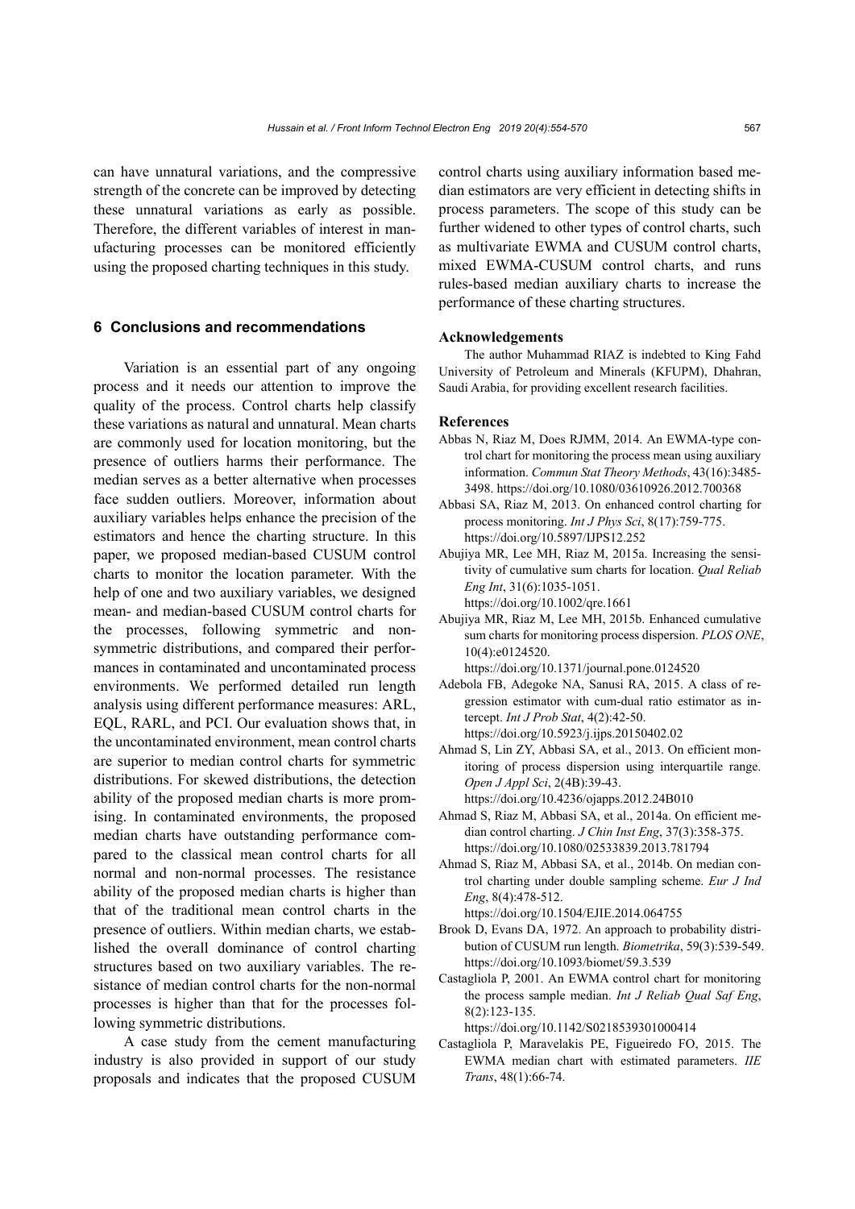can have unnatural variations, and the compressive strength of the concrete can be improved by detecting these unnatural variations as early as possible. Therefore, the different variables of interest in manufacturing processes can be monitored efficiently using the proposed charting techniques in this study.

## 6 Conclusions and recommendations

Variation is an essential part of any ongoing process and it needs our attention to improve the quality of the process. Control charts help classify these variations as natural and unnatural. Mean charts are commonly used for location monitoring, but the presence of outliers harms their performance. The median serves as a better alternative when processes face sudden outliers. Moreover, information about auxiliary variables helps enhance the precision of the estimators and hence the charting structure. In this paper, we proposed median-based CUSUM control charts to monitor the location parameter. With the help of one and two auxiliary variables, we designed mean- and median-based CUSUM control charts for the processes, following symmetric and non-symmetric distributions, and compared their performances in contaminated and uncontaminated process environments. We performed detailed run length analysis using different performance measures: ARL, EQL, RARL, and PCI. Our evaluation shows that, in the uncontaminated environment, mean control charts are superior to median control charts for symmetric distributions. For skewed distributions, the detection ability of the proposed median charts is more promising. In contaminated environments, the proposed median charts have outstanding performance compared to the classical mean control charts for all normal and non-normal processes. The resistance ability of the proposed median charts is higher than that of the traditional mean control charts in the presence of outliers. Within median charts, we established the overall dominance of control charting structures based on two auxiliary variables. The resistance of median control charts for the non-normal processes is higher than that for the processes following symmetric distributions.

A case study from the cement manufacturing industry is also provided in support of our study proposals and indicates that the proposed CUSUM control charts using auxiliary information based median estimators are very efficient in detecting shifts in process parameters. The scope of this study can be further widened to other types of control charts, such as multivariate EWMA and CUSUM control charts, mixed EWMA-CUSUM control charts, and runs rules-based median auxiliary charts to increase the performance of these charting structures.

### Acknowledgements

The author Muhammad RIAZ is indebted to King Fahd University of Petroleum and Minerals (KFUPM), Dhahran, Saudi Arabia, for providing excellent research facilities.

### References

Abbas N, Riaz M, Does RJMM, 2014. An EWMA-type control chart for monitoring the process mean using auxiliary information. *Commun Stat Theory Methods*, 43(16):3485-3498. https://doi.org/10.1080/03610926.2012.700368

Abbasi SA, Riaz M, 2013. On enhanced control charting for process monitoring. *Int J Phys Sci*, 8(17):759-775. https://doi.org/10.5897/IJPS12.252

Abujiya MR, Lee MH, Riaz M, 2015a. Increasing the sensitivity of cumulative sum charts for location. *Qual Reliab Eng Int*, 31(6):1035-1051. https://doi.org/10.1002/qre.1661

Abujiya MR, Riaz M, Lee MH, 2015b. Enhanced cumulative sum charts for monitoring process dispersion. *PLOS ONE*, 10(4):e0124520. https://doi.org/10.1371/journal.pone.0124520

Adebola FB, Adegoke NA, Sanusi RA, 2015. A class of regression estimator with cum-dual ratio estimator as intercept. *Int J Prob Stat*, 4(2):42-50. https://doi.org/10.5923/j.ijps.20150402.02

Ahmad S, Lin ZY, Abbasi SA, et al., 2013. On efficient monitoring of process dispersion using interquartile range. *Open J Appl Sci*, 2(4B):39-43. https://doi.org/10.4236/ojapps.2012.24B010

Ahmad S, Riaz M, Abbasi SA, et al., 2014a. On efficient median control charting. *J Chin Inst Eng*, 37(3):358-375. https://doi.org/10.1080/02533839.2013.781794

Ahmad S, Riaz M, Abbasi SA, et al., 2014b. On median control charting under double sampling scheme. *Eur J Ind Eng*, 8(4):478-512. https://doi.org/10.1504/EJIE.2014.064755

Brook D, Evans DA, 1972. An approach to probability distribution of CUSUM run length. *Biometrika*, 59(3):539-549. https://doi.org/10.1093/biomet/59.3.539

Castagliola P, 2001. An EWMA control chart for monitoring the process sample median. *Int J Reliab Qual Saf Eng*, 8(2):123-135. https://doi.org/10.1142/S0218539301000414

Castagliola P, Maravelakis PE, Figueiredo FO, 2015. The EWMA median chart with estimated parameters. *IIE Trans*, 48(1):66-74.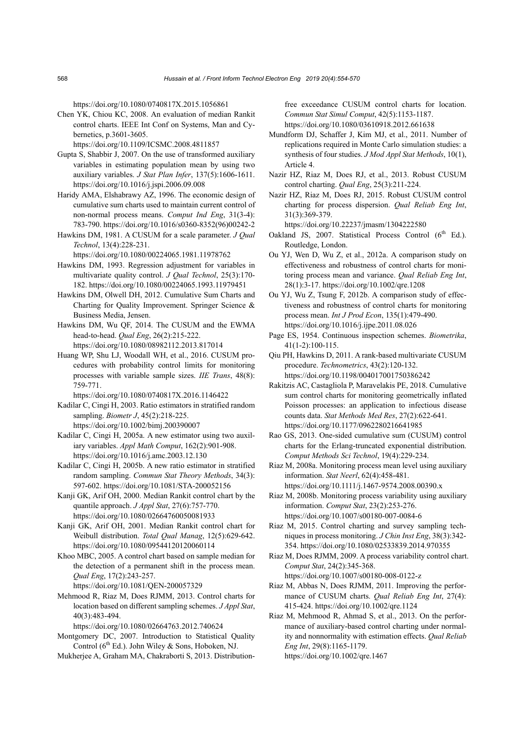https://doi.org/10.1080/0740817X.2015.1056861

Chen YK, Chiou KC, 2008. An evaluation of median Rankit control charts. IEEE Int Conf on Systems, Man and Cybernetics, p.3601-3605. https://doi.org/10.1109/ICSMC.2008.4811857

Gupta S, Shabbir J, 2007. On the use of transformed auxiliary variables in estimating population mean by using two auxiliary variables. *J Stat Plan Infer*, 137(5):1606-1611. https://doi.org/10.1016/j.jspi.2006.09.008

Haridy AMA, Elshabrawy AZ, 1996. The economic design of cumulative sum charts used to maintain current control of non-normal process means. *Comput Ind Eng*, 31(3-4): 783-790. https://doi.org/10.1016/s0360-8352(96)00242-2

Hawkins DM, 1981. A CUSUM for a scale parameter. *J Qual Technol*, 13(4):228-231. https://doi.org/10.1080/00224065.1981.11978762

Hawkins DM, 1993. Regression adjustment for variables in multivariate quality control. *J Qual Technol*, 25(3):170-182. https://doi.org/10.1080/00224065.1993.11979451

Hawkins DM, Olwell DH, 2012. Cumulative Sum Charts and Charting for Quality Improvement. Springer Science & Business Media, Jensen.

Hawkins DM, Wu QF, 2014. The CUSUM and the EWMA head-to-head. *Qual Eng*, 26(2):215-222. https://doi.org/10.1080/08982112.2013.817014

Huang WP, Shu LJ, Woodall WH, et al., 2016. CUSUM procedures with probability control limits for monitoring processes with variable sample sizes. *IIE Trans*, 48(8): 759-771. https://doi.org/10.1080/0740817X.2016.1146422

Kadilar C, Cingi H, 2003. Ratio estimators in stratified random sampling. *Biometr J*, 45(2):218-225. https://doi.org/10.1002/bimj.200390007

Kadilar C, Cingi H, 2005a. A new estimator using two auxiliary variables. *Appl Math Comput*, 162(2):901-908. https://doi.org/10.1016/j.amc.2003.12.130

Kadilar C, Cingi H, 2005b. A new ratio estimator in stratified random sampling. *Commun Stat Theory Methods*, 34(3): 597-602. https://doi.org/10.1081/STA-200052156

Kanji GK, Arif OH, 2000. Median Rankit control chart by the quantile approach. *J Appl Stat*, 27(6):757-770. https://doi.org/10.1080/02664760050081933

Kanji GK, Arif OH, 2001. Median Rankit control chart for Weibull distribution. *Total Qual Manag*, 12(5):629-642. https://doi.org/10.1080/09544120120060114

Khoo MBC, 2005. A control chart based on sample median for the detection of a permanent shift in the process mean. *Qual Eng*, 17(2):243-257. https://doi.org/10.1081/QEN-200057329

Mehmood R, Riaz M, Does RJMM, 2013. Control charts for location based on different sampling schemes. *J Appl Stat*, 40(3):483-494. https://doi.org/10.1080/02664763.2012.740624

Montgomery DC, 2007. Introduction to Statistical Quality Control (6th Ed.). John Wiley & Sons, Hoboken, NJ.

Mukherjee A, Graham MA, Chakraborti S, 2013. Distribution-free exceedance CUSUM control charts for location. *Commun Stat Simul Comput*, 42(5):1153-1187. https://doi.org/10.1080/03610918.2012.661638

Mundform DJ, Schaffer J, Kim MJ, et al., 2011. Number of replications required in Monte Carlo simulation studies: a synthesis of four studies. *J Mod Appl Stat Methods*, 10(1), Article 4.

Nazir HZ, Riaz M, Does RJ, et al., 2013. Robust CUSUM control charting. *Qual Eng*, 25(3):211-224.

Nazir HZ, Riaz M, Does RJ, 2015. Robust CUSUM control charting for process dispersion. *Qual Reliab Eng Int*, 31(3):369-379. https://doi.org/10.22237/jmasm/1304222580

Oakland JS, 2007. Statistical Process Control (6th Ed.). Routledge, London.

Ou YJ, Wen D, Wu Z, et al., 2012a. A comparison study on effectiveness and robustness of control charts for monitoring process mean and variance. *Qual Reliab Eng Int*, 28(1):3-17. https://doi.org/10.1002/qre.1208

Ou YJ, Wu Z, Tsung F, 2012b. A comparison study of effectiveness and robustness of control charts for monitoring process mean. *Int J Prod Econ*, 135(1):479-490. https://doi.org/10.1016/j.ijpe.2011.08.026

Page ES, 1954. Continuous inspection schemes. *Biometrika*, 41(1-2):100-115.

Qiu PH, Hawkins D, 2011. A rank-based multivariate CUSUM procedure. *Technometrics*, 43(2):120-132. https://doi.org/10.1198/004017001750386242

Rakitzis AC, Castagliola P, Maravelakis PE, 2018. Cumulative sum control charts for monitoring geometrically inflated Poisson processes: an application to infectious disease counts data. *Stat Methods Med Res*, 27(2):622-641. https://doi.org/10.1177/0962280216641985

Rao GS, 2013. One-sided cumulative sum (CUSUM) control charts for the Erlang-truncated exponential distribution. *Comput Methods Sci Technol*, 19(4):229-234.

Riaz M, 2008a. Monitoring process mean level using auxiliary information. *Stat Neerl*, 62(4):458-481. https://doi.org/10.1111/j.1467-9574.2008.00390.x

Riaz M, 2008b. Monitoring process variability using auxiliary information. *Comput Stat*, 23(2):253-276. https://doi.org/10.1007/s00180-007-0084-6

Riaz M, 2015. Control charting and survey sampling techniques in process monitoring. *J Chin Inst Eng*, 38(3):342-354. https://doi.org/10.1080/02533839.2014.970355

Riaz M, Does RJMM, 2009. A process variability control chart. *Comput Stat*, 24(2):345-368. https://doi.org/10.1007/s00180-008-0122-z

Riaz M, Abbas N, Does RJMM, 2011. Improving the performance of CUSUM charts. *Qual Reliab Eng Int*, 27(4): 415-424. https://doi.org/10.1002/qre.1124

Riaz M, Mehmood R, Ahmad S, et al., 2013. On the performance of auxiliary-based control charting under normality and nonnormality with estimation effects. *Qual Reliab Eng Int*, 29(8):1165-1179. https://doi.org/10.1002/qre.1467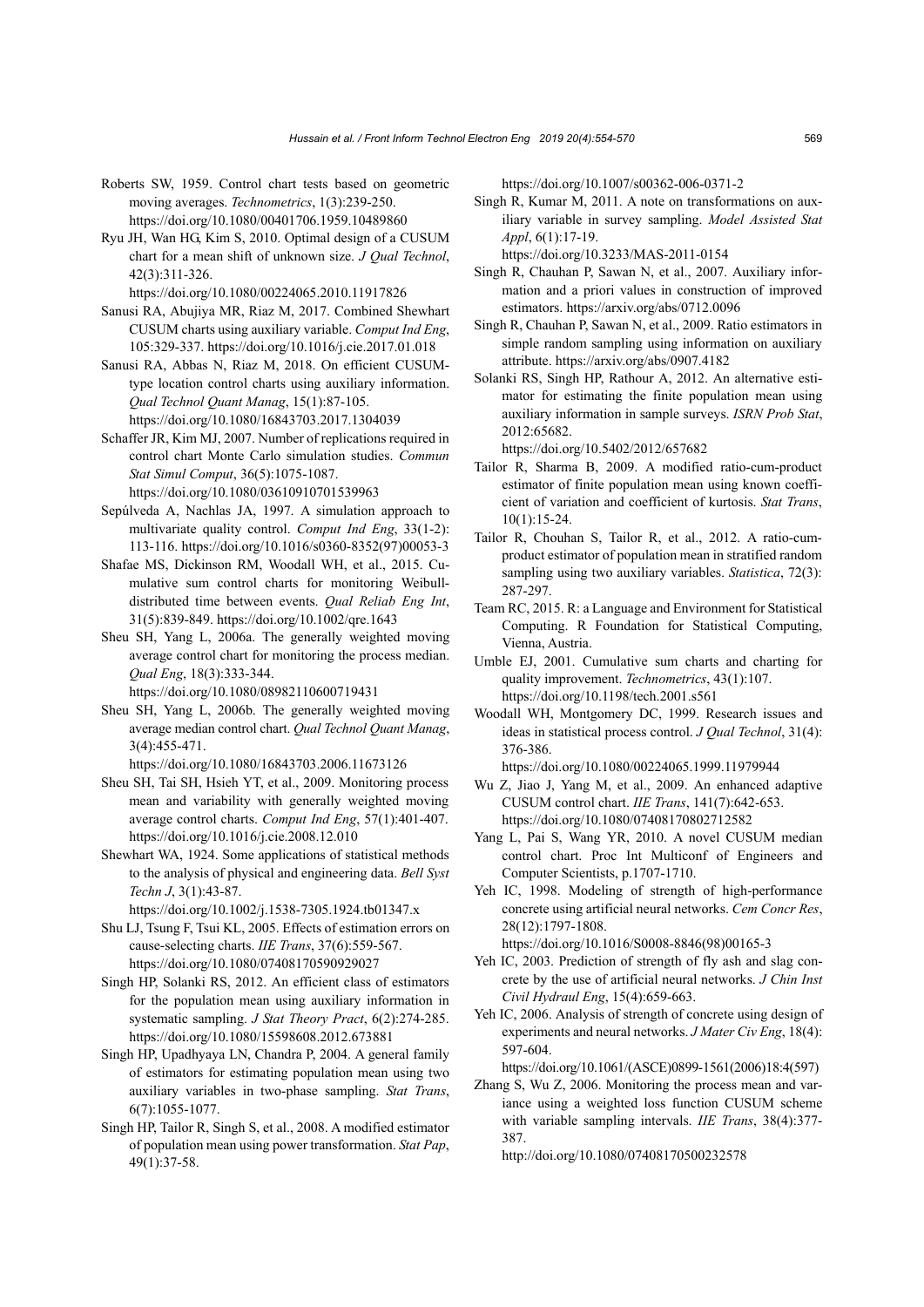Roberts SW, 1959. Control chart tests based on geometric moving averages. *Technometrics*, 1(3):239-250. https://doi.org/10.1080/00401706.1959.10489860

Ryu JH, Wan HG, Kim S, 2010. Optimal design of a CUSUM chart for a mean shift of unknown size. *J Qual Technol*, 42(3):311-326. https://doi.org/10.1080/00224065.2010.11917826

Sanusi RA, Abujiya MR, Riaz M, 2017. Combined Shewhart CUSUM charts using auxiliary variable. *Comput Ind Eng*, 105:329-337. https://doi.org/10.1016/j.cie.2017.01.018

Sanusi RA, Abbas N, Riaz M, 2018. On efficient CUSUM-type location control charts using auxiliary information. *Qual Technol Quant Manag*, 15(1):87-105. https://doi.org/10.1080/16843703.2017.1304039

Schaffer JR, Kim MJ, 2007. Number of replications required in control chart Monte Carlo simulation studies. *Commun Stat Simul Comput*, 36(5):1075-1087. https://doi.org/10.1080/03610910701539963

Sepúlveda A, Nachlas JA, 1997. A simulation approach to multivariate quality control. *Comput Ind Eng*, 33(1-2): 113-116. https://doi.org/10.1016/s0360-8352(97)00053-3

Shafae MS, Dickinson RM, Woodall WH, et al., 2015. Cumulative sum control charts for monitoring Weibull-distributed time between events. *Qual Reliab Eng Int*, 31(5):839-849. https://doi.org/10.1002/qre.1643

Sheu SH, Yang L, 2006a. The generally weighted moving average control chart for monitoring the process median. *Qual Eng*, 18(3):333-344. https://doi.org/10.1080/08982110600719431

Sheu SH, Yang L, 2006b. The generally weighted moving average median control chart. *Qual Technol Quant Manag*, 3(4):455-471. https://doi.org/10.1080/16843703.2006.11673126

Sheu SH, Tai SH, Hsieh YT, et al., 2009. Monitoring process mean and variability with generally weighted moving average control charts. *Comput Ind Eng*, 57(1):401-407. https://doi.org/10.1016/j.cie.2008.12.010

Shewhart WA, 1924. Some applications of statistical methods to the analysis of physical and engineering data. *Bell Syst Techn J*, 3(1):43-87. https://doi.org/10.1002/j.1538-7305.1924.tb01347.x

Shu LJ, Tsung F, Tsui KL, 2005. Effects of estimation errors on cause-selecting charts. *IIE Trans*, 37(6):559-567. https://doi.org/10.1080/07408170590929027

Singh HP, Solanki RS, 2012. An efficient class of estimators for the population mean using auxiliary information in systematic sampling. *J Stat Theory Pract*, 6(2):274-285. https://doi.org/10.1080/15598608.2012.673881

Singh HP, Upadhyaya LN, Chandra P, 2004. A general family of estimators for estimating population mean using two auxiliary variables in two-phase sampling. *Stat Trans*, 6(7):1055-1077.

Singh HP, Tailor R, Singh S, et al., 2008. A modified estimator of population mean using power transformation. *Stat Pap*, 49(1):37-58. https://doi.org/10.1007/s00362-006-0371-2

Singh R, Kumar M, 2011. A note on transformations on auxiliary variable in survey sampling. *Model Assisted Stat Appl*, 6(1):17-19. https://doi.org/10.3233/MAS-2011-0154

Singh R, Chauhan P, Sawan N, et al., 2007. Auxiliary information and a priori values in construction of improved estimators. https://arxiv.org/abs/0712.0096

Singh R, Chauhan P, Sawan N, et al., 2009. Ratio estimators in simple random sampling using information on auxiliary attribute. https://arxiv.org/abs/0907.4182

Solanki RS, Singh HP, Rathour A, 2012. An alternative estimator for estimating the finite population mean using auxiliary information in sample surveys. *ISRN Prob Stat*, 2012:65682. https://doi.org/10.5402/2012/657682

Tailor R, Sharma B, 2009. A modified ratio-cum-product estimator of finite population mean using known coefficient of variation and coefficient of kurtosis. *Stat Trans*, 10(1):15-24.

Tailor R, Chouhan S, Tailor R, et al., 2012. A ratio-cum-product estimator of population mean in stratified random sampling using two auxiliary variables. *Statistica*, 72(3): 287-297.

Team RC, 2015. R: a Language and Environment for Statistical Computing. R Foundation for Statistical Computing, Vienna, Austria.

Umble EJ, 2001. Cumulative sum charts and charting for quality improvement. *Technometrics*, 43(1):107. https://doi.org/10.1198/tech.2001.s561

Woodall WH, Montgomery DC, 1999. Research issues and ideas in statistical process control. *J Qual Technol*, 31(4): 376-386. https://doi.org/10.1080/00224065.1999.11979944

Wu Z, Jiao J, Yang M, et al., 2009. An enhanced adaptive CUSUM control chart. *IIE Trans*, 141(7):642-653. https://doi.org/10.1080/07408170802712582

Yang L, Pai S, Wang YR, 2010. A novel CUSUM median control chart. Proc Int Multiconf of Engineers and Computer Scientists, p.1707-1710.

Yeh IC, 1998. Modeling of strength of high-performance concrete using artificial neural networks. *Cem Concr Res*, 28(12):1797-1808. https://doi.org/10.1016/S0008-8846(98)00165-3

Yeh IC, 2003. Prediction of strength of fly ash and slag concrete by the use of artificial neural networks. *J Chin Inst Civil Hydraul Eng*, 15(4):659-663.

Yeh IC, 2006. Analysis of strength of concrete using design of experiments and neural networks. *J Mater Civ Eng*, 18(4): 597-604. https://doi.org/10.1061/(ASCE)0899-1561(2006)18:4(597)

Zhang S, Wu Z, 2006. Monitoring the process mean and variance using a weighted loss function CUSUM scheme with variable sampling intervals. *IIE Trans*, 38(4):377-387. http://doi.org/10.1080/07408170500232578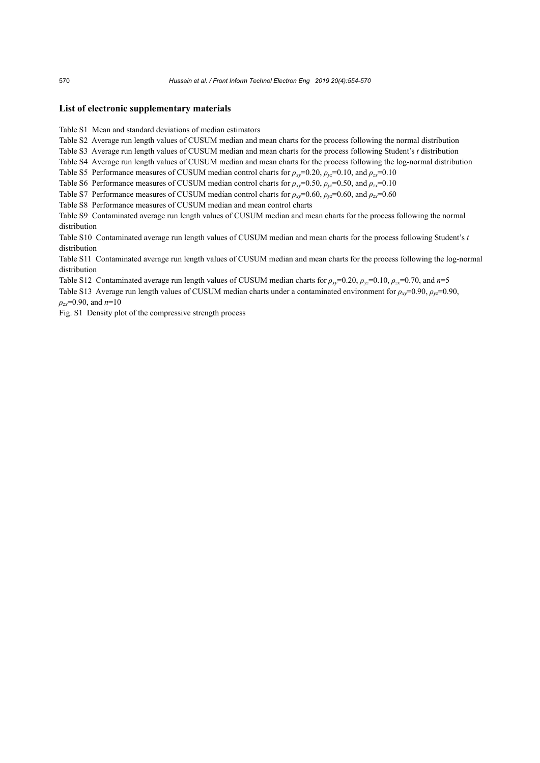### List of electronic supplementary materials

Table S1 Mean and standard deviations of median estimators

Table S2 Average run length values of CUSUM median and mean charts for the process following the normal distribution

Table S3 Average run length values of CUSUM median and mean charts for the process following Student's *t* distribution

Table S4 Average run length values of CUSUM median and mean charts for the process following the log-normal distribution

Table S5 Performance measures of CUSUM median control charts for $\rho_{xy}$=0.20, $\rho_{yz}$=0.10, and $\rho_{zx}$=0.10

Table S6 Performance measures of CUSUM median control charts for $\rho_{xy}$=0.50, $\rho_{yz}$=0.50, and $\rho_{zx}$=0.10

Table S7 Performance measures of CUSUM median control charts for $\rho_{xy}$=0.60, $\rho_{yz}$=0.60, and $\rho_{zx}$=0.60

Table S8 Performance measures of CUSUM median and mean control charts

Table S9 Contaminated average run length values of CUSUM median and mean charts for the process following the normal distribution

Table S10 Contaminated average run length values of CUSUM median and mean charts for the process following Student's *t* distribution

Table S11 Contaminated average run length values of CUSUM median and mean charts for the process following the log-normal distribution

Table S12 Contaminated average run length values of CUSUM median charts for $\rho_{xy}$=0.20, $\rho_{yz}$=0.10, $\rho_{zx}$=0.70, and $n$=5

Table S13 Average run length values of CUSUM median charts under a contaminated environment for $\rho_{xy}$=0.90, $\rho_{yz}$=0.90, $\rho_{zx}$=0.90, and $n$=10

Fig. S1 Density plot of the compressive strength process